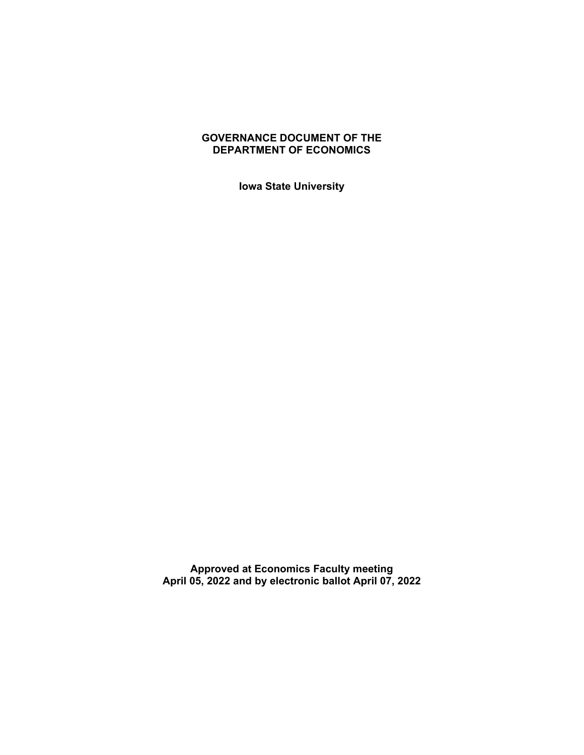# GOVERNANCE DOCUMENT OF THE DEPARTMENT OF ECONOMICS

**Iowa State University**

**Approved at Economics Faculty meeting April 05, 2022 and by electronic ballot April 07, 2022**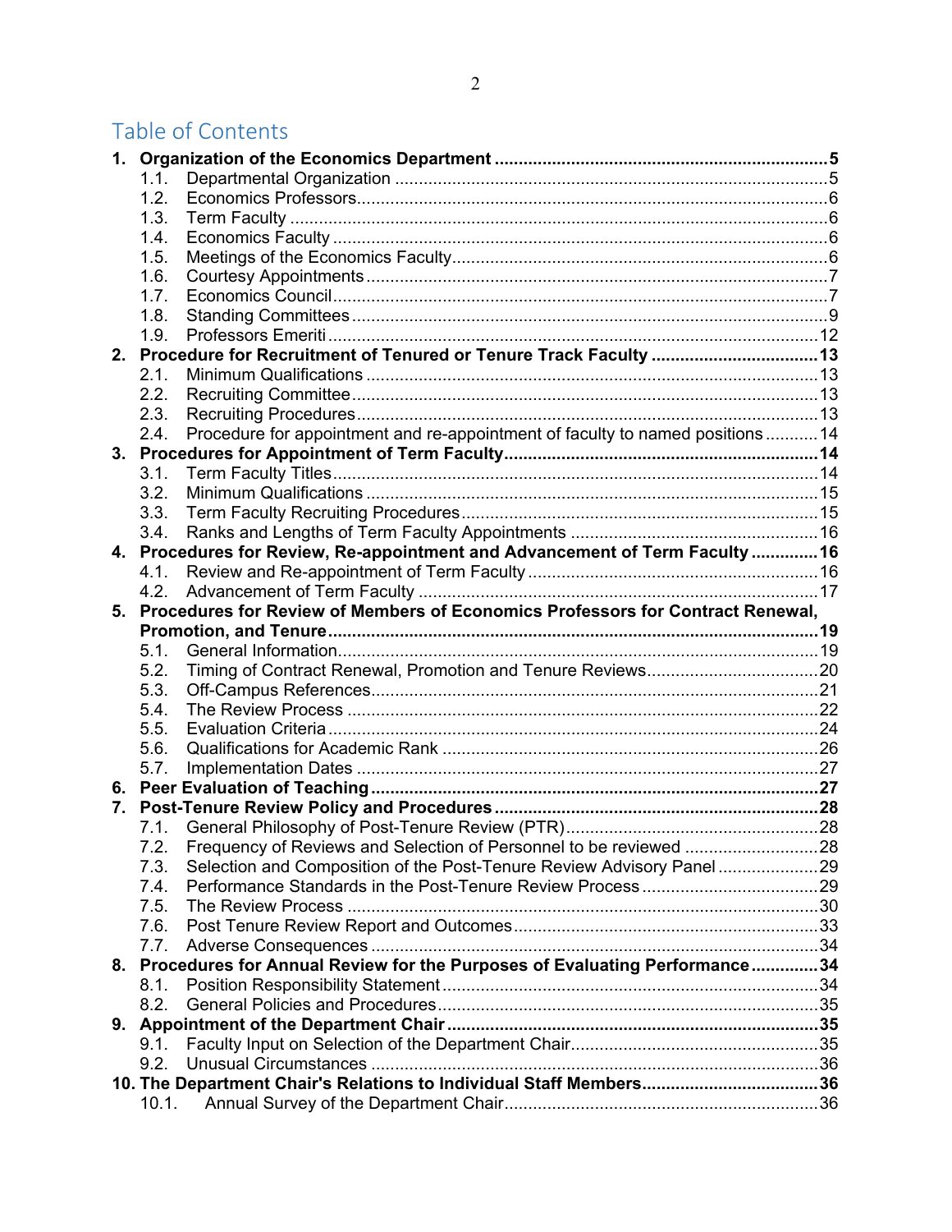# Table of Contents

**1. Organization of the Economics Department** ..... **5**
- 1.1. Departmental Organization ..... 5
- 1.2. Economics Professors ..... 6
- 1.3. Term Faculty ..... 6
- 1.4. Economics Faculty ..... 6
- 1.5. Meetings of the Economics Faculty ..... 6
- 1.6. Courtesy Appointments ..... 7
- 1.7. Economics Council ..... 7
- 1.8. Standing Committees ..... 9
- 1.9. Professors Emeriti ..... 12

**2. Procedure for Recruitment of Tenured or Tenure Track Faculty** ..... **13**
- 2.1. Minimum Qualifications ..... 13
- 2.2. Recruiting Committee ..... 13
- 2.3. Recruiting Procedures ..... 13
- 2.4. Procedure for appointment and re-appointment of faculty to named positions ..... 14

**3. Procedures for Appointment of Term Faculty** ..... **14**
- 3.1. Term Faculty Titles ..... 14
- 3.2. Minimum Qualifications ..... 15
- 3.3. Term Faculty Recruiting Procedures ..... 15
- 3.4. Ranks and Lengths of Term Faculty Appointments ..... 16

**4. Procedures for Review, Re-appointment and Advancement of Term Faculty** ..... **16**
- 4.1. Review and Re-appointment of Term Faculty ..... 16
- 4.2. Advancement of Term Faculty ..... 17

**5. Procedures for Review of Members of Economics Professors for Contract Renewal, Promotion, and Tenure** ..... **19**
- 5.1. General Information ..... 19
- 5.2. Timing of Contract Renewal, Promotion and Tenure Reviews ..... 20
- 5.3. Off-Campus References ..... 21
- 5.4. The Review Process ..... 22
- 5.5. Evaluation Criteria ..... 24
- 5.6. Qualifications for Academic Rank ..... 26
- 5.7. Implementation Dates ..... 27

**6. Peer Evaluation of Teaching** ..... **27**

**7. Post-Tenure Review Policy and Procedures** ..... **28**
- 7.1. General Philosophy of Post-Tenure Review (PTR) ..... 28
- 7.2. Frequency of Reviews and Selection of Personnel to be reviewed ..... 28
- 7.3. Selection and Composition of the Post-Tenure Review Advisory Panel ..... 29
- 7.4. Performance Standards in the Post-Tenure Review Process ..... 29
- 7.5. The Review Process ..... 30
- 7.6. Post Tenure Review Report and Outcomes ..... 33
- 7.7. Adverse Consequences ..... 34

**8. Procedures for Annual Review for the Purposes of Evaluating Performance** ..... **34**
- 8.1. Position Responsibility Statement ..... 34
- 8.2. General Policies and Procedures ..... 35

**9. Appointment of the Department Chair** ..... **35**
- 9.1. Faculty Input on Selection of the Department Chair ..... 35
- 9.2. Unusual Circumstances ..... 36

**10. The Department Chair's Relations to Individual Staff Members** ..... **36**
- 10.1. Annual Survey of the Department Chair ..... 36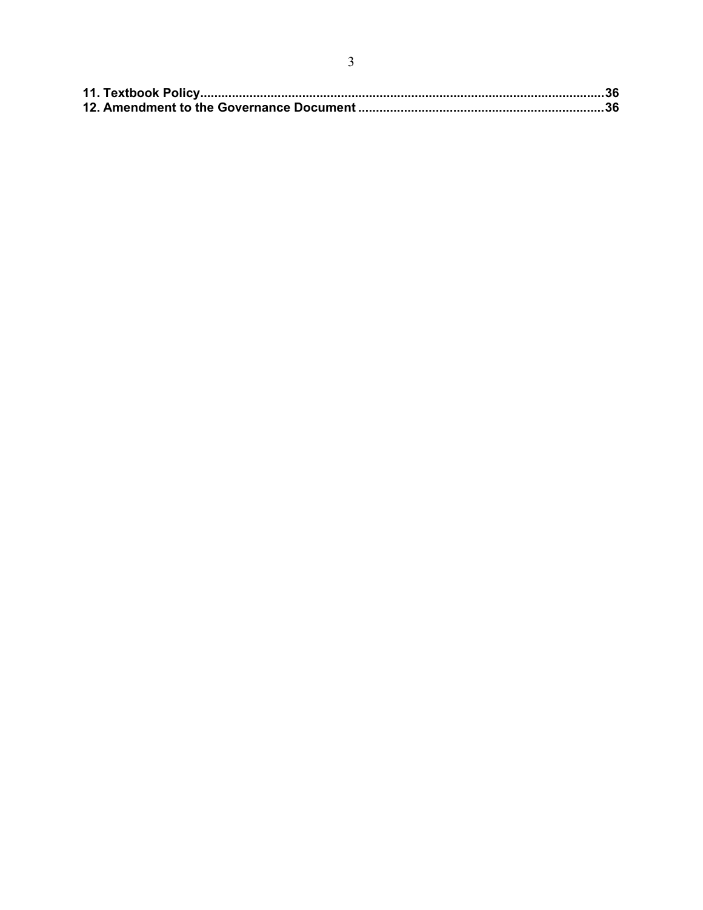**11. Textbook Policy** ........................................................................................................ **36**
**12. Amendment to the Governance Document** ....................................................................... **36**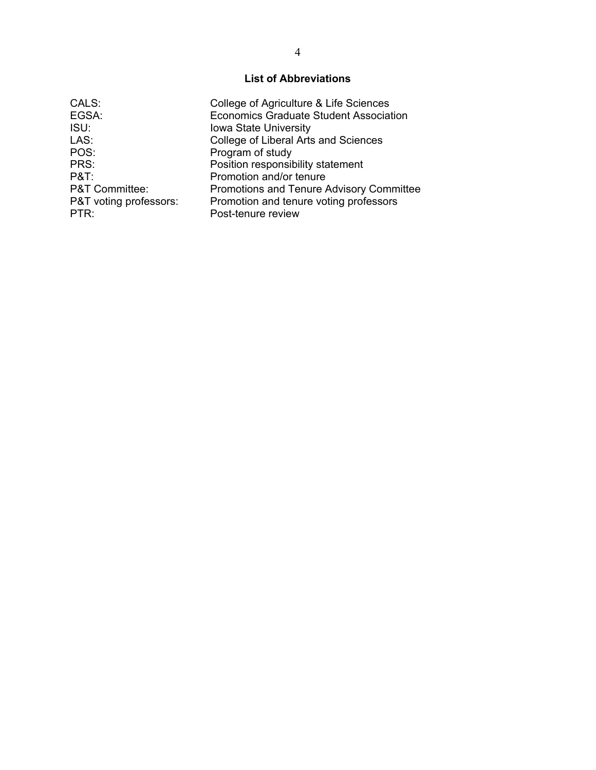## List of Abbreviations

| | |
|---|---|
| CALS: | College of Agriculture & Life Sciences |
| EGSA: | Economics Graduate Student Association |
| ISU: | Iowa State University |
| LAS: | College of Liberal Arts and Sciences |
| POS: | Program of study |
| PRS: | Position responsibility statement |
| P&T: | Promotion and/or tenure |
| P&T Committee: | Promotions and Tenure Advisory Committee |
| P&T voting professors: | Promotion and tenure voting professors |
| PTR: | Post-tenure review |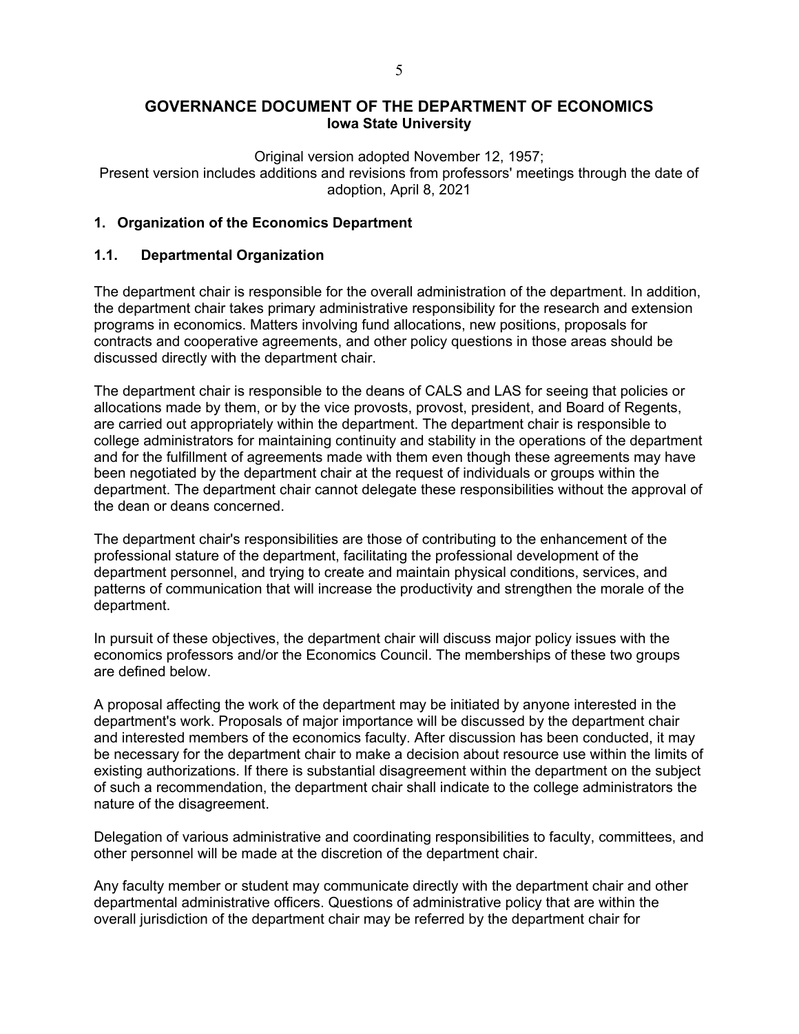# GOVERNANCE DOCUMENT OF THE DEPARTMENT OF ECONOMICS

**Iowa State University**

Original version adopted November 12, 1957;
Present version includes additions and revisions from professors' meetings through the date of adoption, April 8, 2021

## 1. Organization of the Economics Department

### 1.1. Departmental Organization

The department chair is responsible for the overall administration of the department. In addition, the department chair takes primary administrative responsibility for the research and extension programs in economics. Matters involving fund allocations, new positions, proposals for contracts and cooperative agreements, and other policy questions in those areas should be discussed directly with the department chair.

The department chair is responsible to the deans of CALS and LAS for seeing that policies or allocations made by them, or by the vice provosts, provost, president, and Board of Regents, are carried out appropriately within the department. The department chair is responsible to college administrators for maintaining continuity and stability in the operations of the department and for the fulfillment of agreements made with them even though these agreements may have been negotiated by the department chair at the request of individuals or groups within the department. The department chair cannot delegate these responsibilities without the approval of the dean or deans concerned.

The department chair's responsibilities are those of contributing to the enhancement of the professional stature of the department, facilitating the professional development of the department personnel, and trying to create and maintain physical conditions, services, and patterns of communication that will increase the productivity and strengthen the morale of the department.

In pursuit of these objectives, the department chair will discuss major policy issues with the economics professors and/or the Economics Council. The memberships of these two groups are defined below.

A proposal affecting the work of the department may be initiated by anyone interested in the department's work. Proposals of major importance will be discussed by the department chair and interested members of the economics faculty. After discussion has been conducted, it may be necessary for the department chair to make a decision about resource use within the limits of existing authorizations. If there is substantial disagreement within the department on the subject of such a recommendation, the department chair shall indicate to the college administrators the nature of the disagreement.

Delegation of various administrative and coordinating responsibilities to faculty, committees, and other personnel will be made at the discretion of the department chair.

Any faculty member or student may communicate directly with the department chair and other departmental administrative officers. Questions of administrative policy that are within the overall jurisdiction of the department chair may be referred by the department chair for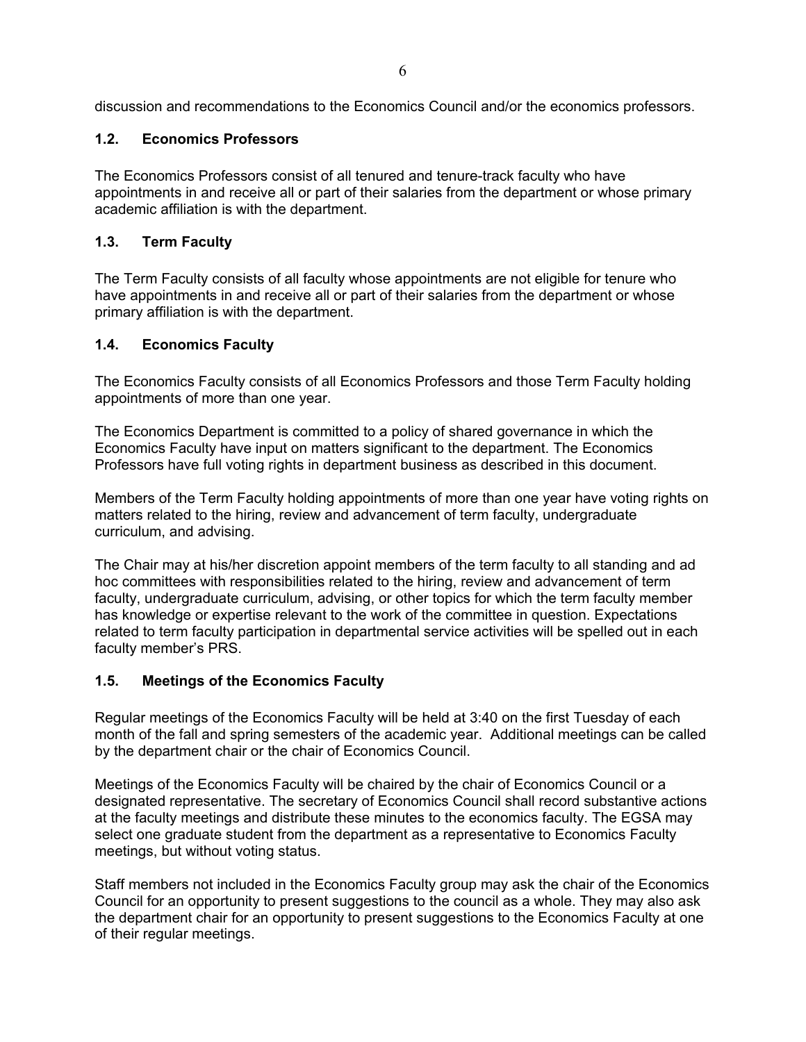discussion and recommendations to the Economics Council and/or the economics professors.

### 1.2. Economics Professors

The Economics Professors consist of all tenured and tenure-track faculty who have appointments in and receive all or part of their salaries from the department or whose primary academic affiliation is with the department.

### 1.3. Term Faculty

The Term Faculty consists of all faculty whose appointments are not eligible for tenure who have appointments in and receive all or part of their salaries from the department or whose primary affiliation is with the department.

### 1.4. Economics Faculty

The Economics Faculty consists of all Economics Professors and those Term Faculty holding appointments of more than one year.

The Economics Department is committed to a policy of shared governance in which the Economics Faculty have input on matters significant to the department. The Economics Professors have full voting rights in department business as described in this document.

Members of the Term Faculty holding appointments of more than one year have voting rights on matters related to the hiring, review and advancement of term faculty, undergraduate curriculum, and advising.

The Chair may at his/her discretion appoint members of the term faculty to all standing and ad hoc committees with responsibilities related to the hiring, review and advancement of term faculty, undergraduate curriculum, advising, or other topics for which the term faculty member has knowledge or expertise relevant to the work of the committee in question. Expectations related to term faculty participation in departmental service activities will be spelled out in each faculty member's PRS.

### 1.5. Meetings of the Economics Faculty

Regular meetings of the Economics Faculty will be held at 3:40 on the first Tuesday of each month of the fall and spring semesters of the academic year. Additional meetings can be called by the department chair or the chair of Economics Council.

Meetings of the Economics Faculty will be chaired by the chair of Economics Council or a designated representative. The secretary of Economics Council shall record substantive actions at the faculty meetings and distribute these minutes to the economics faculty. The EGSA may select one graduate student from the department as a representative to Economics Faculty meetings, but without voting status.

Staff members not included in the Economics Faculty group may ask the chair of the Economics Council for an opportunity to present suggestions to the council as a whole. They may also ask the department chair for an opportunity to present suggestions to the Economics Faculty at one of their regular meetings.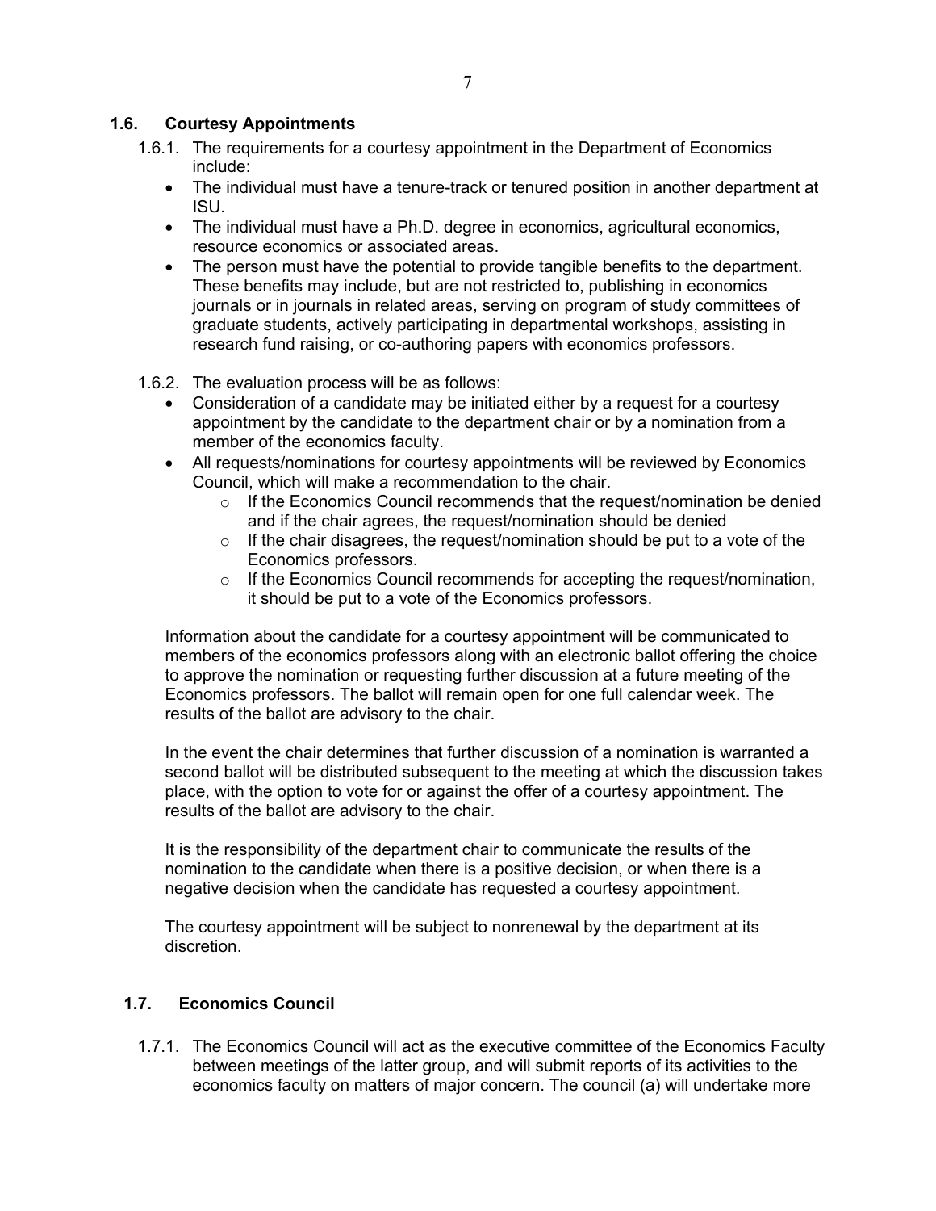### 1.6. Courtesy Appointments

1.6.1. The requirements for a courtesy appointment in the Department of Economics include:

- The individual must have a tenure-track or tenured position in another department at ISU.
- The individual must have a Ph.D. degree in economics, agricultural economics, resource economics or associated areas.
- The person must have the potential to provide tangible benefits to the department. These benefits may include, but are not restricted to, publishing in economics journals or in journals in related areas, serving on program of study committees of graduate students, actively participating in departmental workshops, assisting in research fund raising, or co-authoring papers with economics professors.

1.6.2. The evaluation process will be as follows:

- Consideration of a candidate may be initiated either by a request for a courtesy appointment by the candidate to the department chair or by a nomination from a member of the economics faculty.
- All requests/nominations for courtesy appointments will be reviewed by Economics Council, which will make a recommendation to the chair.
  - If the Economics Council recommends that the request/nomination be denied and if the chair agrees, the request/nomination should be denied
  - If the chair disagrees, the request/nomination should be put to a vote of the Economics professors.
  - If the Economics Council recommends for accepting the request/nomination, it should be put to a vote of the Economics professors.

Information about the candidate for a courtesy appointment will be communicated to members of the economics professors along with an electronic ballot offering the choice to approve the nomination or requesting further discussion at a future meeting of the Economics professors. The ballot will remain open for one full calendar week. The results of the ballot are advisory to the chair.

In the event the chair determines that further discussion of a nomination is warranted a second ballot will be distributed subsequent to the meeting at which the discussion takes place, with the option to vote for or against the offer of a courtesy appointment. The results of the ballot are advisory to the chair.

It is the responsibility of the department chair to communicate the results of the nomination to the candidate when there is a positive decision, or when there is a negative decision when the candidate has requested a courtesy appointment.

The courtesy appointment will be subject to nonrenewal by the department at its discretion.

### 1.7. Economics Council

1.7.1. The Economics Council will act as the executive committee of the Economics Faculty between meetings of the latter group, and will submit reports of its activities to the economics faculty on matters of major concern. The council (a) will undertake more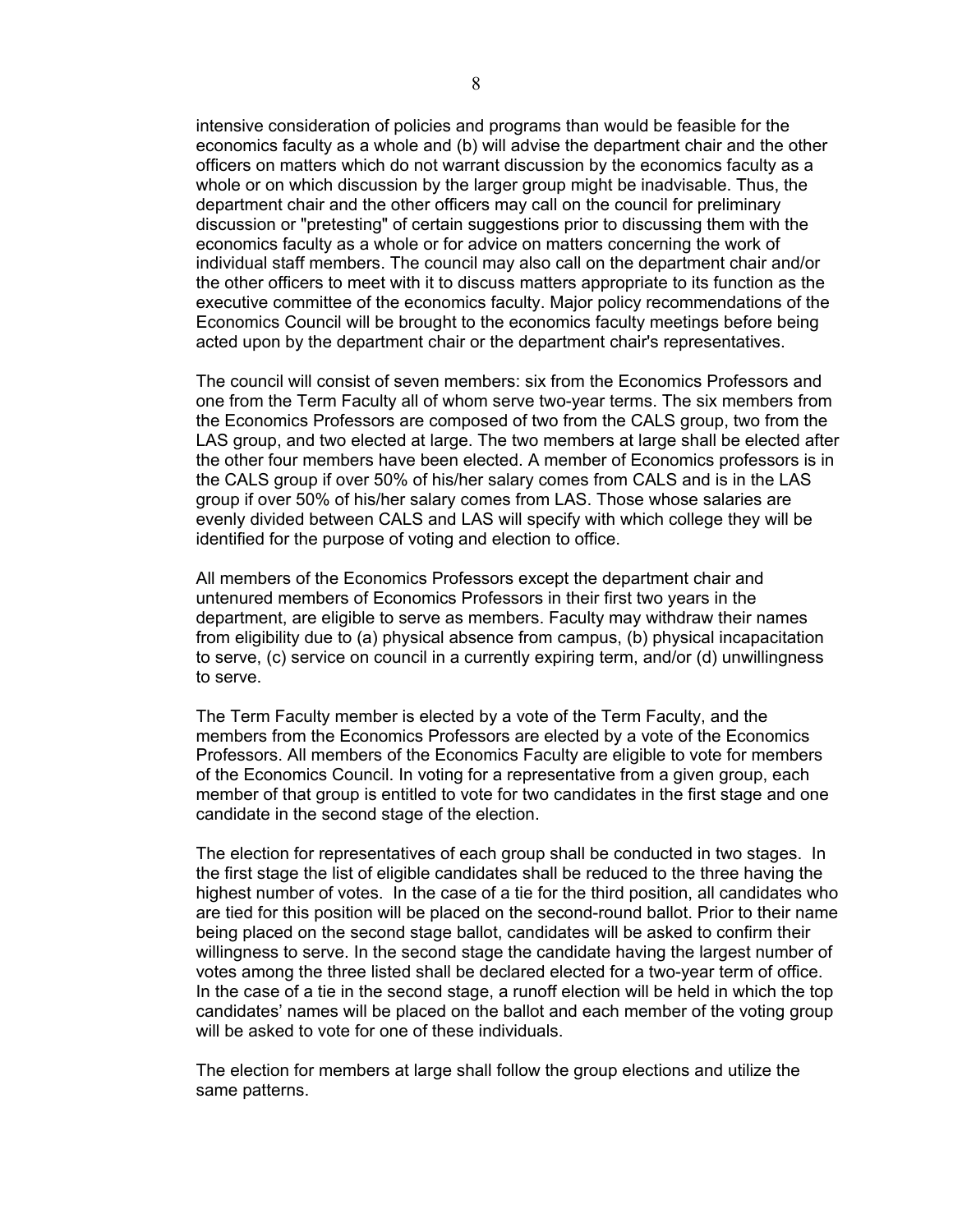intensive consideration of policies and programs than would be feasible for the economics faculty as a whole and (b) will advise the department chair and the other officers on matters which do not warrant discussion by the economics faculty as a whole or on which discussion by the larger group might be inadvisable. Thus, the department chair and the other officers may call on the council for preliminary discussion or "pretesting" of certain suggestions prior to discussing them with the economics faculty as a whole or for advice on matters concerning the work of individual staff members. The council may also call on the department chair and/or the other officers to meet with it to discuss matters appropriate to its function as the executive committee of the economics faculty. Major policy recommendations of the Economics Council will be brought to the economics faculty meetings before being acted upon by the department chair or the department chair's representatives.

The council will consist of seven members: six from the Economics Professors and one from the Term Faculty all of whom serve two-year terms. The six members from the Economics Professors are composed of two from the CALS group, two from the LAS group, and two elected at large. The two members at large shall be elected after the other four members have been elected. A member of Economics professors is in the CALS group if over 50% of his/her salary comes from CALS and is in the LAS group if over 50% of his/her salary comes from LAS. Those whose salaries are evenly divided between CALS and LAS will specify with which college they will be identified for the purpose of voting and election to office.

All members of the Economics Professors except the department chair and untenured members of Economics Professors in their first two years in the department, are eligible to serve as members. Faculty may withdraw their names from eligibility due to (a) physical absence from campus, (b) physical incapacitation to serve, (c) service on council in a currently expiring term, and/or (d) unwillingness to serve.

The Term Faculty member is elected by a vote of the Term Faculty, and the members from the Economics Professors are elected by a vote of the Economics Professors. All members of the Economics Faculty are eligible to vote for members of the Economics Council. In voting for a representative from a given group, each member of that group is entitled to vote for two candidates in the first stage and one candidate in the second stage of the election.

The election for representatives of each group shall be conducted in two stages. In the first stage the list of eligible candidates shall be reduced to the three having the highest number of votes. In the case of a tie for the third position, all candidates who are tied for this position will be placed on the second-round ballot. Prior to their name being placed on the second stage ballot, candidates will be asked to confirm their willingness to serve. In the second stage the candidate having the largest number of votes among the three listed shall be declared elected for a two-year term of office. In the case of a tie in the second stage, a runoff election will be held in which the top candidates' names will be placed on the ballot and each member of the voting group will be asked to vote for one of these individuals.

The election for members at large shall follow the group elections and utilize the same patterns.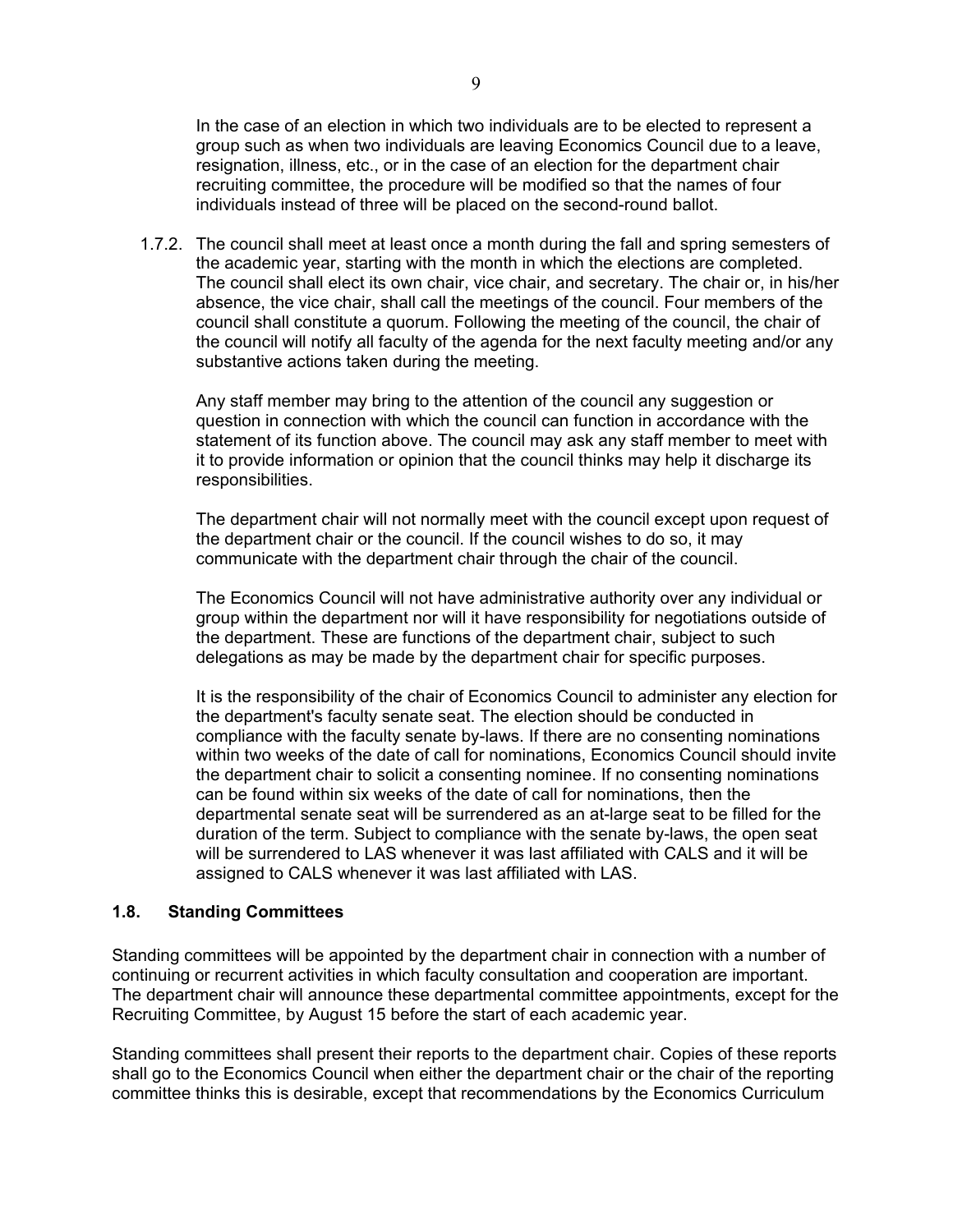In the case of an election in which two individuals are to be elected to represent a group such as when two individuals are leaving Economics Council due to a leave, resignation, illness, etc., or in the case of an election for the department chair recruiting committee, the procedure will be modified so that the names of four individuals instead of three will be placed on the second-round ballot.

1.7.2. The council shall meet at least once a month during the fall and spring semesters of the academic year, starting with the month in which the elections are completed. The council shall elect its own chair, vice chair, and secretary. The chair or, in his/her absence, the vice chair, shall call the meetings of the council. Four members of the council shall constitute a quorum. Following the meeting of the council, the chair of the council will notify all faculty of the agenda for the next faculty meeting and/or any substantive actions taken during the meeting.

Any staff member may bring to the attention of the council any suggestion or question in connection with which the council can function in accordance with the statement of its function above. The council may ask any staff member to meet with it to provide information or opinion that the council thinks may help it discharge its responsibilities.

The department chair will not normally meet with the council except upon request of the department chair or the council. If the council wishes to do so, it may communicate with the department chair through the chair of the council.

The Economics Council will not have administrative authority over any individual or group within the department nor will it have responsibility for negotiations outside of the department. These are functions of the department chair, subject to such delegations as may be made by the department chair for specific purposes.

It is the responsibility of the chair of Economics Council to administer any election for the department's faculty senate seat. The election should be conducted in compliance with the faculty senate by-laws. If there are no consenting nominations within two weeks of the date of call for nominations, Economics Council should invite the department chair to solicit a consenting nominee. If no consenting nominations can be found within six weeks of the date of call for nominations, then the departmental senate seat will be surrendered as an at-large seat to be filled for the duration of the term. Subject to compliance with the senate by-laws, the open seat will be surrendered to LAS whenever it was last affiliated with CALS and it will be assigned to CALS whenever it was last affiliated with LAS.

### 1.8. Standing Committees

Standing committees will be appointed by the department chair in connection with a number of continuing or recurrent activities in which faculty consultation and cooperation are important. The department chair will announce these departmental committee appointments, except for the Recruiting Committee, by August 15 before the start of each academic year.

Standing committees shall present their reports to the department chair. Copies of these reports shall go to the Economics Council when either the department chair or the chair of the reporting committee thinks this is desirable, except that recommendations by the Economics Curriculum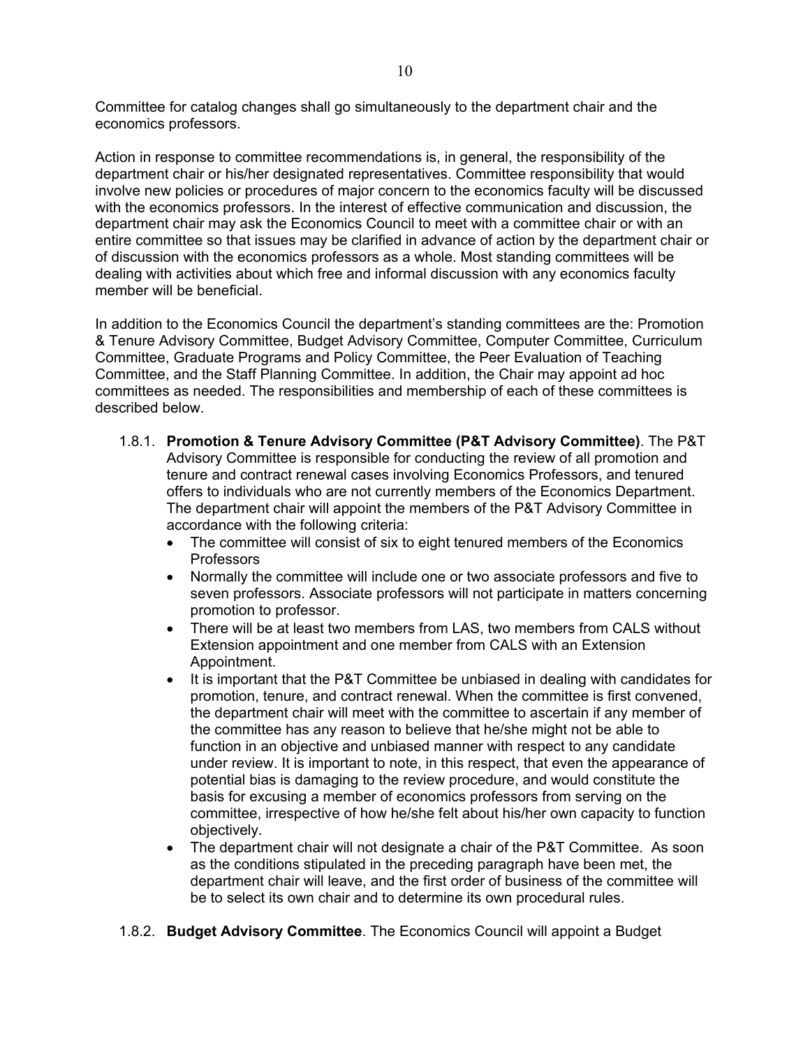Committee for catalog changes shall go simultaneously to the department chair and the economics professors.

Action in response to committee recommendations is, in general, the responsibility of the department chair or his/her designated representatives. Committee responsibility that would involve new policies or procedures of major concern to the economics faculty will be discussed with the economics professors. In the interest of effective communication and discussion, the department chair may ask the Economics Council to meet with a committee chair or with an entire committee so that issues may be clarified in advance of action by the department chair or of discussion with the economics professors as a whole. Most standing committees will be dealing with activities about which free and informal discussion with any economics faculty member will be beneficial.

In addition to the Economics Council the department's standing committees are the: Promotion & Tenure Advisory Committee, Budget Advisory Committee, Computer Committee, Curriculum Committee, Graduate Programs and Policy Committee, the Peer Evaluation of Teaching Committee, and the Staff Planning Committee. In addition, the Chair may appoint ad hoc committees as needed. The responsibilities and membership of each of these committees is described below.

1.8.1. **Promotion & Tenure Advisory Committee (P&T Advisory Committee)**. The P&T Advisory Committee is responsible for conducting the review of all promotion and tenure and contract renewal cases involving Economics Professors, and tenured offers to individuals who are not currently members of the Economics Department. The department chair will appoint the members of the P&T Advisory Committee in accordance with the following criteria:

- The committee will consist of six to eight tenured members of the Economics Professors
- Normally the committee will include one or two associate professors and five to seven professors. Associate professors will not participate in matters concerning promotion to professor.
- There will be at least two members from LAS, two members from CALS without Extension appointment and one member from CALS with an Extension Appointment.
- It is important that the P&T Committee be unbiased in dealing with candidates for promotion, tenure, and contract renewal. When the committee is first convened, the department chair will meet with the committee to ascertain if any member of the committee has any reason to believe that he/she might not be able to function in an objective and unbiased manner with respect to any candidate under review. It is important to note, in this respect, that even the appearance of potential bias is damaging to the review procedure, and would constitute the basis for excusing a member of economics professors from serving on the committee, irrespective of how he/she felt about his/her own capacity to function objectively.
- The department chair will not designate a chair of the P&T Committee. As soon as the conditions stipulated in the preceding paragraph have been met, the department chair will leave, and the first order of business of the committee will be to select its own chair and to determine its own procedural rules.

1.8.2. **Budget Advisory Committee**. The Economics Council will appoint a Budget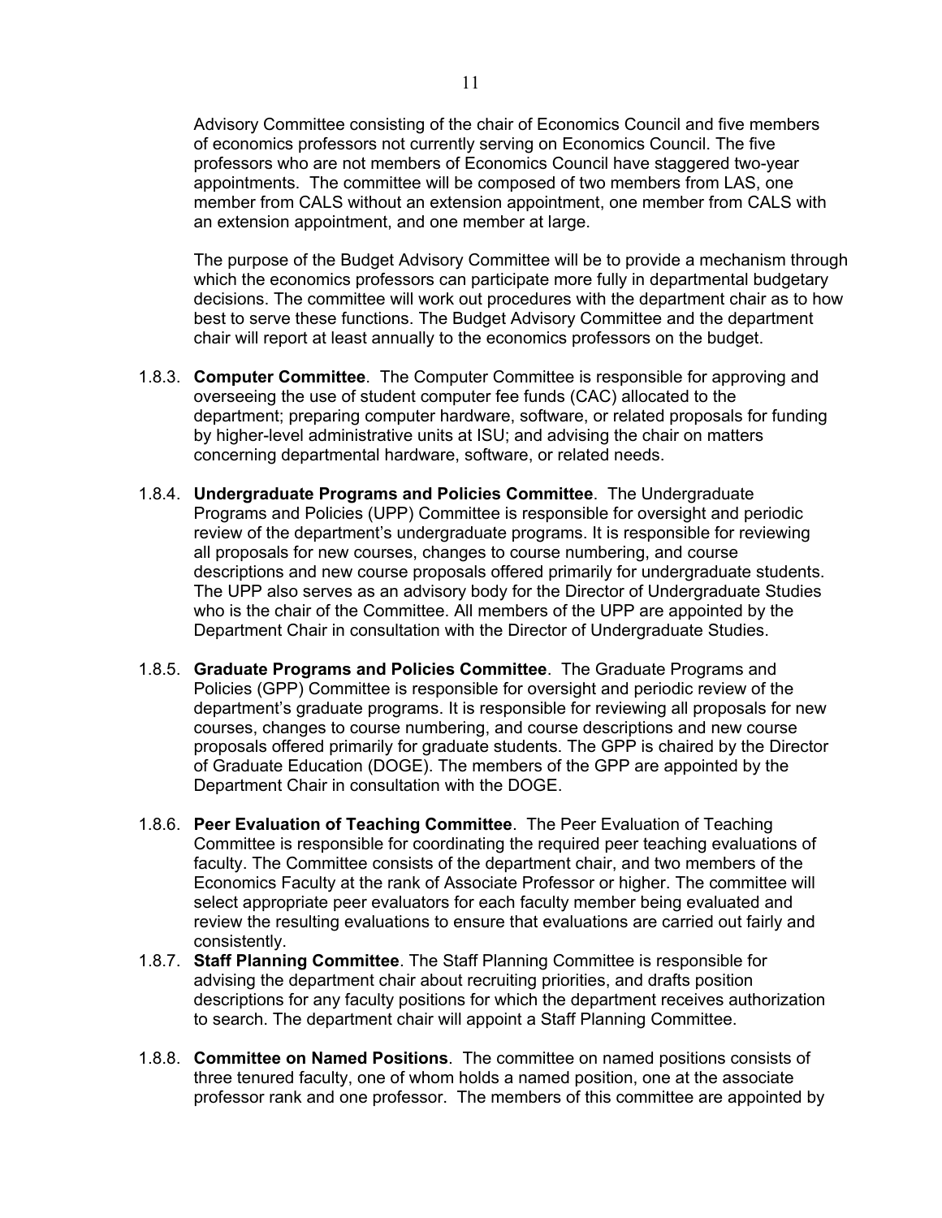Advisory Committee consisting of the chair of Economics Council and five members of economics professors not currently serving on Economics Council. The five professors who are not members of Economics Council have staggered two-year appointments. The committee will be composed of two members from LAS, one member from CALS without an extension appointment, one member from CALS with an extension appointment, and one member at large.

The purpose of the Budget Advisory Committee will be to provide a mechanism through which the economics professors can participate more fully in departmental budgetary decisions. The committee will work out procedures with the department chair as to how best to serve these functions. The Budget Advisory Committee and the department chair will report at least annually to the economics professors on the budget.

1.8.3. **Computer Committee**. The Computer Committee is responsible for approving and overseeing the use of student computer fee funds (CAC) allocated to the department; preparing computer hardware, software, or related proposals for funding by higher-level administrative units at ISU; and advising the chair on matters concerning departmental hardware, software, or related needs.

1.8.4. **Undergraduate Programs and Policies Committee**. The Undergraduate Programs and Policies (UPP) Committee is responsible for oversight and periodic review of the department's undergraduate programs. It is responsible for reviewing all proposals for new courses, changes to course numbering, and course descriptions and new course proposals offered primarily for undergraduate students. The UPP also serves as an advisory body for the Director of Undergraduate Studies who is the chair of the Committee. All members of the UPP are appointed by the Department Chair in consultation with the Director of Undergraduate Studies.

1.8.5. **Graduate Programs and Policies Committee**. The Graduate Programs and Policies (GPP) Committee is responsible for oversight and periodic review of the department's graduate programs. It is responsible for reviewing all proposals for new courses, changes to course numbering, and course descriptions and new course proposals offered primarily for graduate students. The GPP is chaired by the Director of Graduate Education (DOGE). The members of the GPP are appointed by the Department Chair in consultation with the DOGE.

1.8.6. **Peer Evaluation of Teaching Committee**. The Peer Evaluation of Teaching Committee is responsible for coordinating the required peer teaching evaluations of faculty. The Committee consists of the department chair, and two members of the Economics Faculty at the rank of Associate Professor or higher. The committee will select appropriate peer evaluators for each faculty member being evaluated and review the resulting evaluations to ensure that evaluations are carried out fairly and consistently.

1.8.7. **Staff Planning Committee**. The Staff Planning Committee is responsible for advising the department chair about recruiting priorities, and drafts position descriptions for any faculty positions for which the department receives authorization to search. The department chair will appoint a Staff Planning Committee.

1.8.8. **Committee on Named Positions**. The committee on named positions consists of three tenured faculty, one of whom holds a named position, one at the associate professor rank and one professor. The members of this committee are appointed by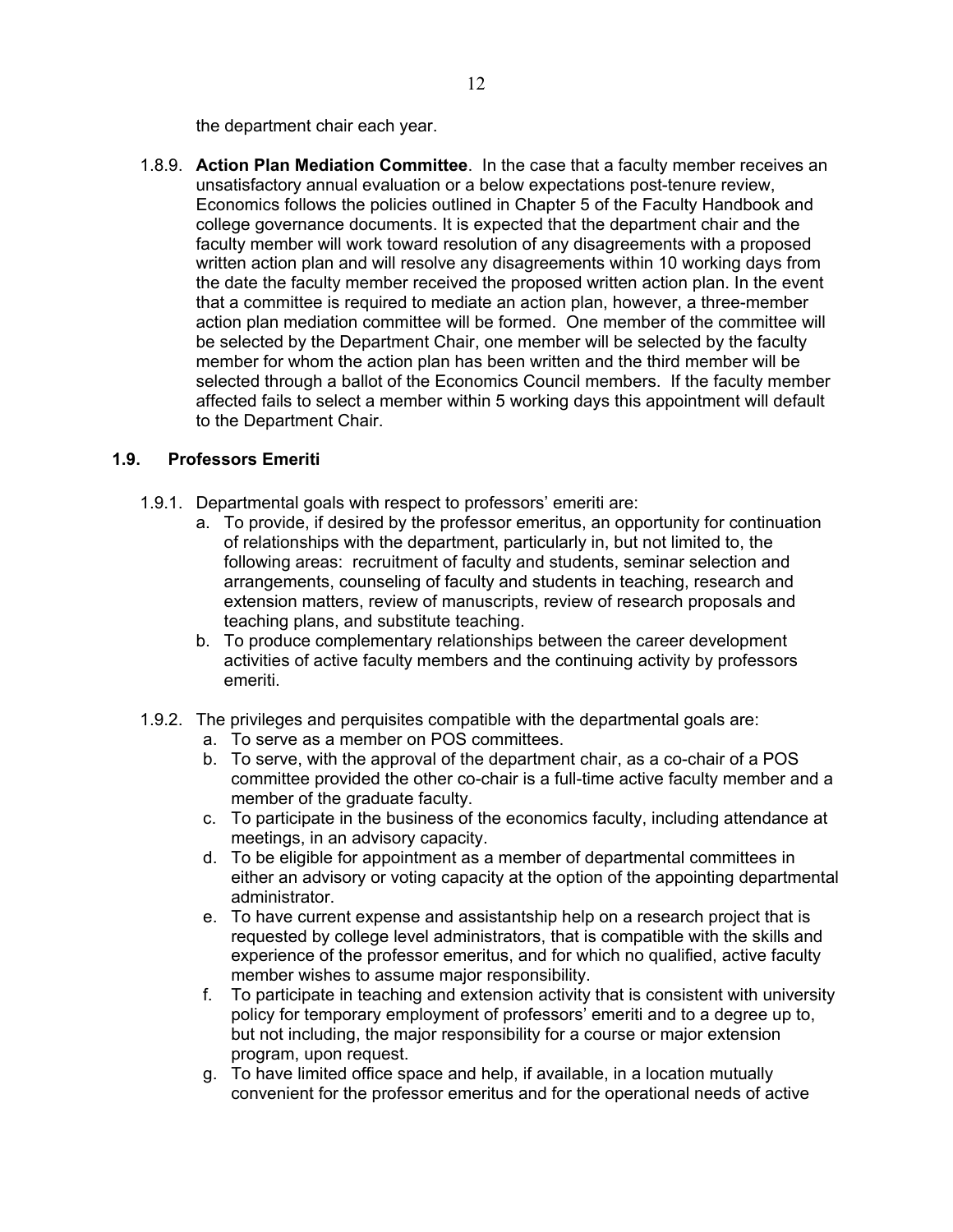the department chair each year.

1.8.9. **Action Plan Mediation Committee**. In the case that a faculty member receives an unsatisfactory annual evaluation or a below expectations post-tenure review, Economics follows the policies outlined in Chapter 5 of the Faculty Handbook and college governance documents. It is expected that the department chair and the faculty member will work toward resolution of any disagreements with a proposed written action plan and will resolve any disagreements within 10 working days from the date the faculty member received the proposed written action plan. In the event that a committee is required to mediate an action plan, however, a three-member action plan mediation committee will be formed. One member of the committee will be selected by the Department Chair, one member will be selected by the faculty member for whom the action plan has been written and the third member will be selected through a ballot of the Economics Council members. If the faculty member affected fails to select a member within 5 working days this appointment will default to the Department Chair.

### 1.9. Professors Emeriti

1.9.1. Departmental goals with respect to professors' emeriti are:

a. To provide, if desired by the professor emeritus, an opportunity for continuation of relationships with the department, particularly in, but not limited to, the following areas: recruitment of faculty and students, seminar selection and arrangements, counseling of faculty and students in teaching, research and extension matters, review of manuscripts, review of research proposals and teaching plans, and substitute teaching.

b. To produce complementary relationships between the career development activities of active faculty members and the continuing activity by professors emeriti.

1.9.2. The privileges and perquisites compatible with the departmental goals are:

a. To serve as a member on POS committees.

b. To serve, with the approval of the department chair, as a co-chair of a POS committee provided the other co-chair is a full-time active faculty member and a member of the graduate faculty.

c. To participate in the business of the economics faculty, including attendance at meetings, in an advisory capacity.

d. To be eligible for appointment as a member of departmental committees in either an advisory or voting capacity at the option of the appointing departmental administrator.

e. To have current expense and assistantship help on a research project that is requested by college level administrators, that is compatible with the skills and experience of the professor emeritus, and for which no qualified, active faculty member wishes to assume major responsibility.

f. To participate in teaching and extension activity that is consistent with university policy for temporary employment of professors' emeriti and to a degree up to, but not including, the major responsibility for a course or major extension program, upon request.

g. To have limited office space and help, if available, in a location mutually convenient for the professor emeritus and for the operational needs of active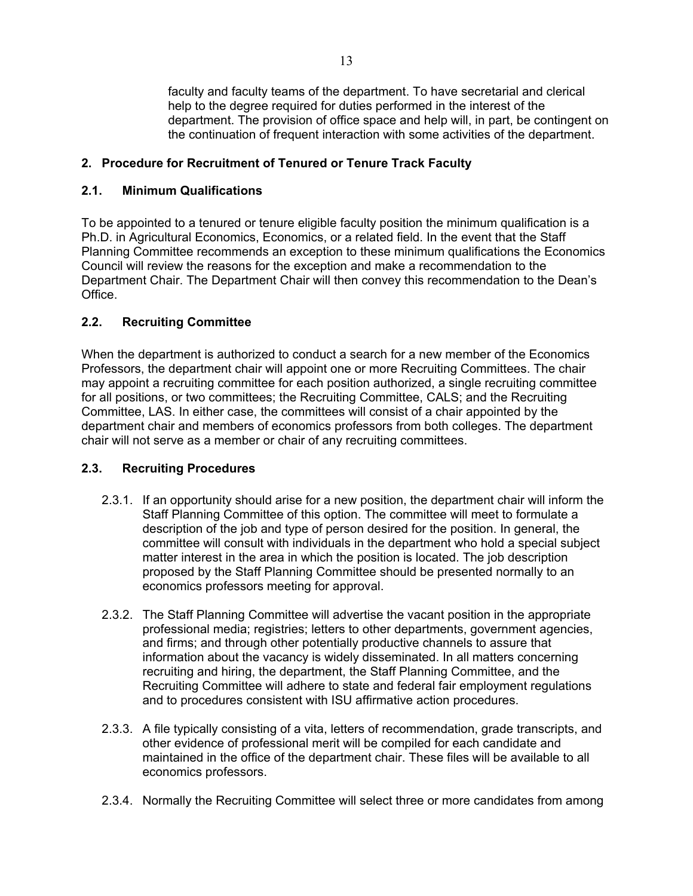faculty and faculty teams of the department. To have secretarial and clerical help to the degree required for duties performed in the interest of the department. The provision of office space and help will, in part, be contingent on the continuation of frequent interaction with some activities of the department.

## 2. Procedure for Recruitment of Tenured or Tenure Track Faculty

### 2.1. Minimum Qualifications

To be appointed to a tenured or tenure eligible faculty position the minimum qualification is a Ph.D. in Agricultural Economics, Economics, or a related field. In the event that the Staff Planning Committee recommends an exception to these minimum qualifications the Economics Council will review the reasons for the exception and make a recommendation to the Department Chair. The Department Chair will then convey this recommendation to the Dean's Office.

### 2.2. Recruiting Committee

When the department is authorized to conduct a search for a new member of the Economics Professors, the department chair will appoint one or more Recruiting Committees. The chair may appoint a recruiting committee for each position authorized, a single recruiting committee for all positions, or two committees; the Recruiting Committee, CALS; and the Recruiting Committee, LAS. In either case, the committees will consist of a chair appointed by the department chair and members of economics professors from both colleges. The department chair will not serve as a member or chair of any recruiting committees.

### 2.3. Recruiting Procedures

2.3.1. If an opportunity should arise for a new position, the department chair will inform the Staff Planning Committee of this option. The committee will meet to formulate a description of the job and type of person desired for the position. In general, the committee will consult with individuals in the department who hold a special subject matter interest in the area in which the position is located. The job description proposed by the Staff Planning Committee should be presented normally to an economics professors meeting for approval.

2.3.2. The Staff Planning Committee will advertise the vacant position in the appropriate professional media; registries; letters to other departments, government agencies, and firms; and through other potentially productive channels to assure that information about the vacancy is widely disseminated. In all matters concerning recruiting and hiring, the department, the Staff Planning Committee, and the Recruiting Committee will adhere to state and federal fair employment regulations and to procedures consistent with ISU affirmative action procedures.

2.3.3. A file typically consisting of a vita, letters of recommendation, grade transcripts, and other evidence of professional merit will be compiled for each candidate and maintained in the office of the department chair. These files will be available to all economics professors.

2.3.4. Normally the Recruiting Committee will select three or more candidates from among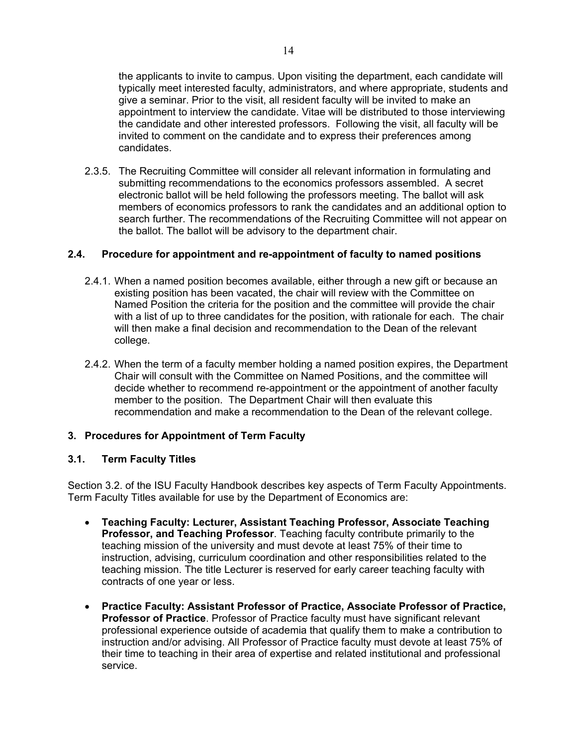the applicants to invite to campus. Upon visiting the department, each candidate will typically meet interested faculty, administrators, and where appropriate, students and give a seminar. Prior to the visit, all resident faculty will be invited to make an appointment to interview the candidate. Vitae will be distributed to those interviewing the candidate and other interested professors. Following the visit, all faculty will be invited to comment on the candidate and to express their preferences among candidates.

2.3.5. The Recruiting Committee will consider all relevant information in formulating and submitting recommendations to the economics professors assembled. A secret electronic ballot will be held following the professors meeting. The ballot will ask members of economics professors to rank the candidates and an additional option to search further. The recommendations of the Recruiting Committee will not appear on the ballot. The ballot will be advisory to the department chair.

### 2.4. Procedure for appointment and re-appointment of faculty to named positions

2.4.1. When a named position becomes available, either through a new gift or because an existing position has been vacated, the chair will review with the Committee on Named Position the criteria for the position and the committee will provide the chair with a list of up to three candidates for the position, with rationale for each. The chair will then make a final decision and recommendation to the Dean of the relevant college.

2.4.2. When the term of a faculty member holding a named position expires, the Department Chair will consult with the Committee on Named Positions, and the committee will decide whether to recommend re-appointment or the appointment of another faculty member to the position. The Department Chair will then evaluate this recommendation and make a recommendation to the Dean of the relevant college.

## 3. Procedures for Appointment of Term Faculty

### 3.1. Term Faculty Titles

Section 3.2. of the ISU Faculty Handbook describes key aspects of Term Faculty Appointments. Term Faculty Titles available for use by the Department of Economics are:

- **Teaching Faculty: Lecturer, Assistant Teaching Professor, Associate Teaching Professor, and Teaching Professor**. Teaching faculty contribute primarily to the teaching mission of the university and must devote at least 75% of their time to instruction, advising, curriculum coordination and other responsibilities related to the teaching mission. The title Lecturer is reserved for early career teaching faculty with contracts of one year or less.
- **Practice Faculty: Assistant Professor of Practice, Associate Professor of Practice, Professor of Practice**. Professor of Practice faculty must have significant relevant professional experience outside of academia that qualify them to make a contribution to instruction and/or advising. All Professor of Practice faculty must devote at least 75% of their time to teaching in their area of expertise and related institutional and professional service.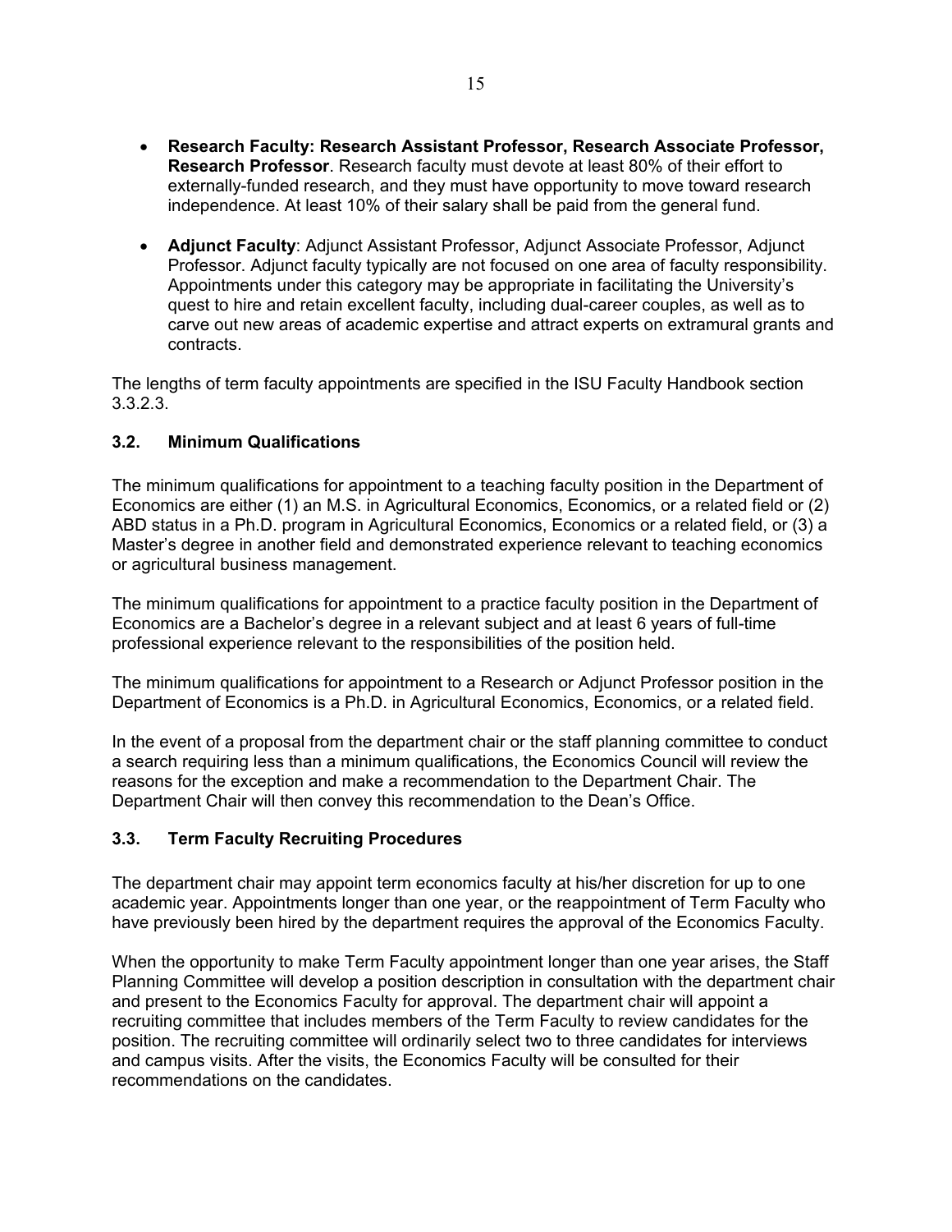- **Research Faculty: Research Assistant Professor, Research Associate Professor, Research Professor**. Research faculty must devote at least 80% of their effort to externally-funded research, and they must have opportunity to move toward research independence. At least 10% of their salary shall be paid from the general fund.

- **Adjunct Faculty**: Adjunct Assistant Professor, Adjunct Associate Professor, Adjunct Professor. Adjunct faculty typically are not focused on one area of faculty responsibility. Appointments under this category may be appropriate in facilitating the University's quest to hire and retain excellent faculty, including dual-career couples, as well as to carve out new areas of academic expertise and attract experts on extramural grants and contracts.

The lengths of term faculty appointments are specified in the ISU Faculty Handbook section 3.3.2.3.

### 3.2. Minimum Qualifications

The minimum qualifications for appointment to a teaching faculty position in the Department of Economics are either (1) an M.S. in Agricultural Economics, Economics, or a related field or (2) ABD status in a Ph.D. program in Agricultural Economics, Economics or a related field, or (3) a Master's degree in another field and demonstrated experience relevant to teaching economics or agricultural business management.

The minimum qualifications for appointment to a practice faculty position in the Department of Economics are a Bachelor's degree in a relevant subject and at least 6 years of full-time professional experience relevant to the responsibilities of the position held.

The minimum qualifications for appointment to a Research or Adjunct Professor position in the Department of Economics is a Ph.D. in Agricultural Economics, Economics, or a related field.

In the event of a proposal from the department chair or the staff planning committee to conduct a search requiring less than a minimum qualifications, the Economics Council will review the reasons for the exception and make a recommendation to the Department Chair. The Department Chair will then convey this recommendation to the Dean's Office.

### 3.3. Term Faculty Recruiting Procedures

The department chair may appoint term economics faculty at his/her discretion for up to one academic year. Appointments longer than one year, or the reappointment of Term Faculty who have previously been hired by the department requires the approval of the Economics Faculty.

When the opportunity to make Term Faculty appointment longer than one year arises, the Staff Planning Committee will develop a position description in consultation with the department chair and present to the Economics Faculty for approval. The department chair will appoint a recruiting committee that includes members of the Term Faculty to review candidates for the position. The recruiting committee will ordinarily select two to three candidates for interviews and campus visits. After the visits, the Economics Faculty will be consulted for their recommendations on the candidates.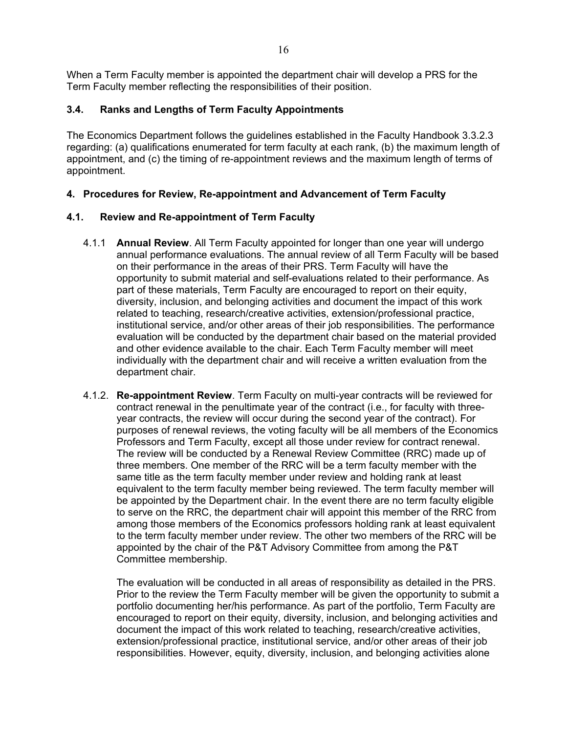When a Term Faculty member is appointed the department chair will develop a PRS for the Term Faculty member reflecting the responsibilities of their position.

### 3.4. Ranks and Lengths of Term Faculty Appointments

The Economics Department follows the guidelines established in the Faculty Handbook 3.3.2.3 regarding: (a) qualifications enumerated for term faculty at each rank, (b) the maximum length of appointment, and (c) the timing of re-appointment reviews and the maximum length of terms of appointment.

## 4. Procedures for Review, Re-appointment and Advancement of Term Faculty

### 4.1. Review and Re-appointment of Term Faculty

4.1.1 **Annual Review**. All Term Faculty appointed for longer than one year will undergo annual performance evaluations. The annual review of all Term Faculty will be based on their performance in the areas of their PRS. Term Faculty will have the opportunity to submit material and self-evaluations related to their performance. As part of these materials, Term Faculty are encouraged to report on their equity, diversity, inclusion, and belonging activities and document the impact of this work related to teaching, research/creative activities, extension/professional practice, institutional service, and/or other areas of their job responsibilities. The performance evaluation will be conducted by the department chair based on the material provided and other evidence available to the chair. Each Term Faculty member will meet individually with the department chair and will receive a written evaluation from the department chair.

4.1.2. **Re-appointment Review**. Term Faculty on multi-year contracts will be reviewed for contract renewal in the penultimate year of the contract (i.e., for faculty with three-year contracts, the review will occur during the second year of the contract). For purposes of renewal reviews, the voting faculty will be all members of the Economics Professors and Term Faculty, except all those under review for contract renewal. The review will be conducted by a Renewal Review Committee (RRC) made up of three members. One member of the RRC will be a term faculty member with the same title as the term faculty member under review and holding rank at least equivalent to the term faculty member being reviewed. The term faculty member will be appointed by the Department chair. In the event there are no term faculty eligible to serve on the RRC, the department chair will appoint this member of the RRC from among those members of the Economics professors holding rank at least equivalent to the term faculty member under review. The other two members of the RRC will be appointed by the chair of the P&T Advisory Committee from among the P&T Committee membership.

The evaluation will be conducted in all areas of responsibility as detailed in the PRS. Prior to the review the Term Faculty member will be given the opportunity to submit a portfolio documenting her/his performance. As part of the portfolio, Term Faculty are encouraged to report on their equity, diversity, inclusion, and belonging activities and document the impact of this work related to teaching, research/creative activities, extension/professional practice, institutional service, and/or other areas of their job responsibilities. However, equity, diversity, inclusion, and belonging activities alone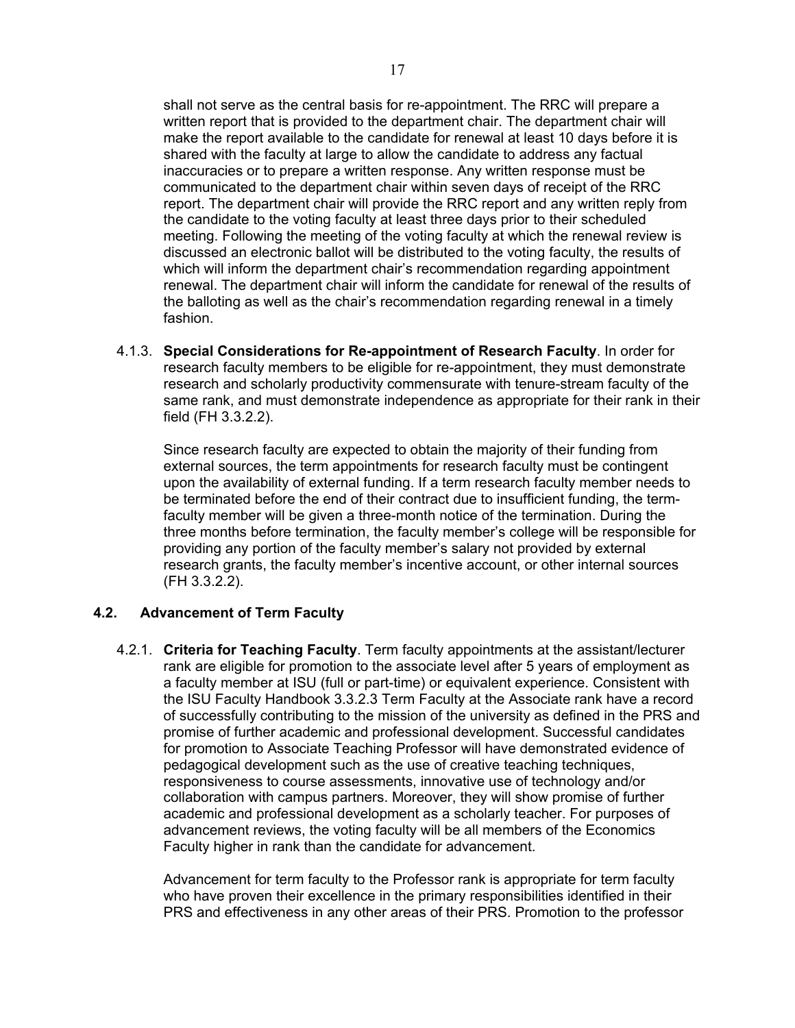shall not serve as the central basis for re-appointment. The RRC will prepare a written report that is provided to the department chair. The department chair will make the report available to the candidate for renewal at least 10 days before it is shared with the faculty at large to allow the candidate to address any factual inaccuracies or to prepare a written response. Any written response must be communicated to the department chair within seven days of receipt of the RRC report. The department chair will provide the RRC report and any written reply from the candidate to the voting faculty at least three days prior to their scheduled meeting. Following the meeting of the voting faculty at which the renewal review is discussed an electronic ballot will be distributed to the voting faculty, the results of which will inform the department chair's recommendation regarding appointment renewal. The department chair will inform the candidate for renewal of the results of the balloting as well as the chair's recommendation regarding renewal in a timely fashion.

4.1.3. **Special Considerations for Re-appointment of Research Faculty**. In order for research faculty members to be eligible for re-appointment, they must demonstrate research and scholarly productivity commensurate with tenure-stream faculty of the same rank, and must demonstrate independence as appropriate for their rank in their field (FH 3.3.2.2).

Since research faculty are expected to obtain the majority of their funding from external sources, the term appointments for research faculty must be contingent upon the availability of external funding. If a term research faculty member needs to be terminated before the end of their contract due to insufficient funding, the term-faculty member will be given a three-month notice of the termination. During the three months before termination, the faculty member's college will be responsible for providing any portion of the faculty member's salary not provided by external research grants, the faculty member's incentive account, or other internal sources (FH 3.3.2.2).

### 4.2. Advancement of Term Faculty

4.2.1. **Criteria for Teaching Faculty**. Term faculty appointments at the assistant/lecturer rank are eligible for promotion to the associate level after 5 years of employment as a faculty member at ISU (full or part-time) or equivalent experience. Consistent with the ISU Faculty Handbook 3.3.2.3 Term Faculty at the Associate rank have a record of successfully contributing to the mission of the university as defined in the PRS and promise of further academic and professional development. Successful candidates for promotion to Associate Teaching Professor will have demonstrated evidence of pedagogical development such as the use of creative teaching techniques, responsiveness to course assessments, innovative use of technology and/or collaboration with campus partners. Moreover, they will show promise of further academic and professional development as a scholarly teacher. For purposes of advancement reviews, the voting faculty will be all members of the Economics Faculty higher in rank than the candidate for advancement.

Advancement for term faculty to the Professor rank is appropriate for term faculty who have proven their excellence in the primary responsibilities identified in their PRS and effectiveness in any other areas of their PRS. Promotion to the professor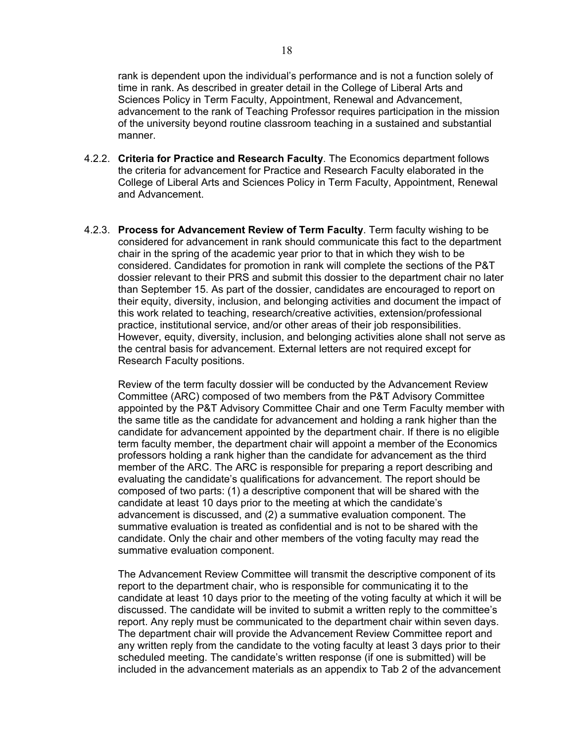rank is dependent upon the individual's performance and is not a function solely of time in rank. As described in greater detail in the College of Liberal Arts and Sciences Policy in Term Faculty, Appointment, Renewal and Advancement, advancement to the rank of Teaching Professor requires participation in the mission of the university beyond routine classroom teaching in a sustained and substantial manner.

4.2.2. **Criteria for Practice and Research Faculty**. The Economics department follows the criteria for advancement for Practice and Research Faculty elaborated in the College of Liberal Arts and Sciences Policy in Term Faculty, Appointment, Renewal and Advancement.

4.2.3. **Process for Advancement Review of Term Faculty**. Term faculty wishing to be considered for advancement in rank should communicate this fact to the department chair in the spring of the academic year prior to that in which they wish to be considered. Candidates for promotion in rank will complete the sections of the P&T dossier relevant to their PRS and submit this dossier to the department chair no later than September 15. As part of the dossier, candidates are encouraged to report on their equity, diversity, inclusion, and belonging activities and document the impact of this work related to teaching, research/creative activities, extension/professional practice, institutional service, and/or other areas of their job responsibilities. However, equity, diversity, inclusion, and belonging activities alone shall not serve as the central basis for advancement. External letters are not required except for Research Faculty positions.

Review of the term faculty dossier will be conducted by the Advancement Review Committee (ARC) composed of two members from the P&T Advisory Committee appointed by the P&T Advisory Committee Chair and one Term Faculty member with the same title as the candidate for advancement and holding a rank higher than the candidate for advancement appointed by the department chair. If there is no eligible term faculty member, the department chair will appoint a member of the Economics professors holding a rank higher than the candidate for advancement as the third member of the ARC. The ARC is responsible for preparing a report describing and evaluating the candidate's qualifications for advancement. The report should be composed of two parts: (1) a descriptive component that will be shared with the candidate at least 10 days prior to the meeting at which the candidate's advancement is discussed, and (2) a summative evaluation component. The summative evaluation is treated as confidential and is not to be shared with the candidate. Only the chair and other members of the voting faculty may read the summative evaluation component.

The Advancement Review Committee will transmit the descriptive component of its report to the department chair, who is responsible for communicating it to the candidate at least 10 days prior to the meeting of the voting faculty at which it will be discussed. The candidate will be invited to submit a written reply to the committee's report. Any reply must be communicated to the department chair within seven days. The department chair will provide the Advancement Review Committee report and any written reply from the candidate to the voting faculty at least 3 days prior to their scheduled meeting. The candidate's written response (if one is submitted) will be included in the advancement materials as an appendix to Tab 2 of the advancement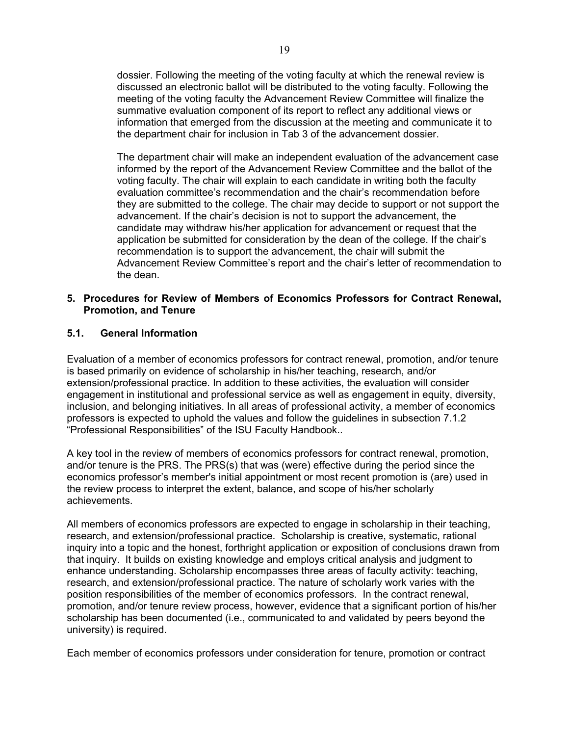dossier. Following the meeting of the voting faculty at which the renewal review is discussed an electronic ballot will be distributed to the voting faculty. Following the meeting of the voting faculty the Advancement Review Committee will finalize the summative evaluation component of its report to reflect any additional views or information that emerged from the discussion at the meeting and communicate it to the department chair for inclusion in Tab 3 of the advancement dossier.

The department chair will make an independent evaluation of the advancement case informed by the report of the Advancement Review Committee and the ballot of the voting faculty. The chair will explain to each candidate in writing both the faculty evaluation committee's recommendation and the chair's recommendation before they are submitted to the college. The chair may decide to support or not support the advancement. If the chair's decision is not to support the advancement, the candidate may withdraw his/her application for advancement or request that the application be submitted for consideration by the dean of the college. If the chair's recommendation is to support the advancement, the chair will submit the Advancement Review Committee's report and the chair's letter of recommendation to the dean.

## 5. Procedures for Review of Members of Economics Professors for Contract Renewal, Promotion, and Tenure

### 5.1. General Information

Evaluation of a member of economics professors for contract renewal, promotion, and/or tenure is based primarily on evidence of scholarship in his/her teaching, research, and/or extension/professional practice. In addition to these activities, the evaluation will consider engagement in institutional and professional service as well as engagement in equity, diversity, inclusion, and belonging initiatives. In all areas of professional activity, a member of economics professors is expected to uphold the values and follow the guidelines in subsection 7.1.2 "Professional Responsibilities" of the ISU Faculty Handbook..

A key tool in the review of members of economics professors for contract renewal, promotion, and/or tenure is the PRS. The PRS(s) that was (were) effective during the period since the economics professor's member's initial appointment or most recent promotion is (are) used in the review process to interpret the extent, balance, and scope of his/her scholarly achievements.

All members of economics professors are expected to engage in scholarship in their teaching, research, and extension/professional practice. Scholarship is creative, systematic, rational inquiry into a topic and the honest, forthright application or exposition of conclusions drawn from that inquiry. It builds on existing knowledge and employs critical analysis and judgment to enhance understanding. Scholarship encompasses three areas of faculty activity: teaching, research, and extension/professional practice. The nature of scholarly work varies with the position responsibilities of the member of economics professors. In the contract renewal, promotion, and/or tenure review process, however, evidence that a significant portion of his/her scholarship has been documented (i.e., communicated to and validated by peers beyond the university) is required.

Each member of economics professors under consideration for tenure, promotion or contract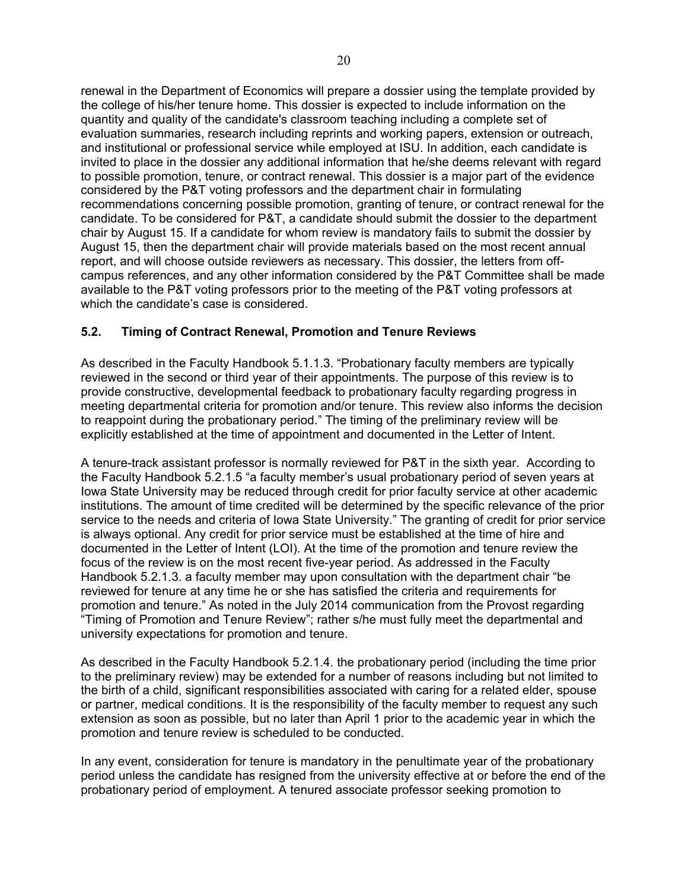renewal in the Department of Economics will prepare a dossier using the template provided by the college of his/her tenure home. This dossier is expected to include information on the quantity and quality of the candidate's classroom teaching including a complete set of evaluation summaries, research including reprints and working papers, extension or outreach, and institutional or professional service while employed at ISU. In addition, each candidate is invited to place in the dossier any additional information that he/she deems relevant with regard to possible promotion, tenure, or contract renewal. This dossier is a major part of the evidence considered by the P&T voting professors and the department chair in formulating recommendations concerning possible promotion, granting of tenure, or contract renewal for the candidate. To be considered for P&T, a candidate should submit the dossier to the department chair by August 15. If a candidate for whom review is mandatory fails to submit the dossier by August 15, then the department chair will provide materials based on the most recent annual report, and will choose outside reviewers as necessary. This dossier, the letters from off-campus references, and any other information considered by the P&T Committee shall be made available to the P&T voting professors prior to the meeting of the P&T voting professors at which the candidate's case is considered.

### 5.2. Timing of Contract Renewal, Promotion and Tenure Reviews

As described in the Faculty Handbook 5.1.1.3. "Probationary faculty members are typically reviewed in the second or third year of their appointments. The purpose of this review is to provide constructive, developmental feedback to probationary faculty regarding progress in meeting departmental criteria for promotion and/or tenure. This review also informs the decision to reappoint during the probationary period." The timing of the preliminary review will be explicitly established at the time of appointment and documented in the Letter of Intent.

A tenure-track assistant professor is normally reviewed for P&T in the sixth year. According to the Faculty Handbook 5.2.1.5 "a faculty member's usual probationary period of seven years at Iowa State University may be reduced through credit for prior faculty service at other academic institutions. The amount of time credited will be determined by the specific relevance of the prior service to the needs and criteria of Iowa State University." The granting of credit for prior service is always optional. Any credit for prior service must be established at the time of hire and documented in the Letter of Intent (LOI). At the time of the promotion and tenure review the focus of the review is on the most recent five-year period. As addressed in the Faculty Handbook 5.2.1.3. a faculty member may upon consultation with the department chair "be reviewed for tenure at any time he or she has satisfied the criteria and requirements for promotion and tenure." As noted in the July 2014 communication from the Provost regarding "Timing of Promotion and Tenure Review"; rather s/he must fully meet the departmental and university expectations for promotion and tenure.

As described in the Faculty Handbook 5.2.1.4. the probationary period (including the time prior to the preliminary review) may be extended for a number of reasons including but not limited to the birth of a child, significant responsibilities associated with caring for a related elder, spouse or partner, medical conditions. It is the responsibility of the faculty member to request any such extension as soon as possible, but no later than April 1 prior to the academic year in which the promotion and tenure review is scheduled to be conducted.

In any event, consideration for tenure is mandatory in the penultimate year of the probationary period unless the candidate has resigned from the university effective at or before the end of the probationary period of employment. A tenured associate professor seeking promotion to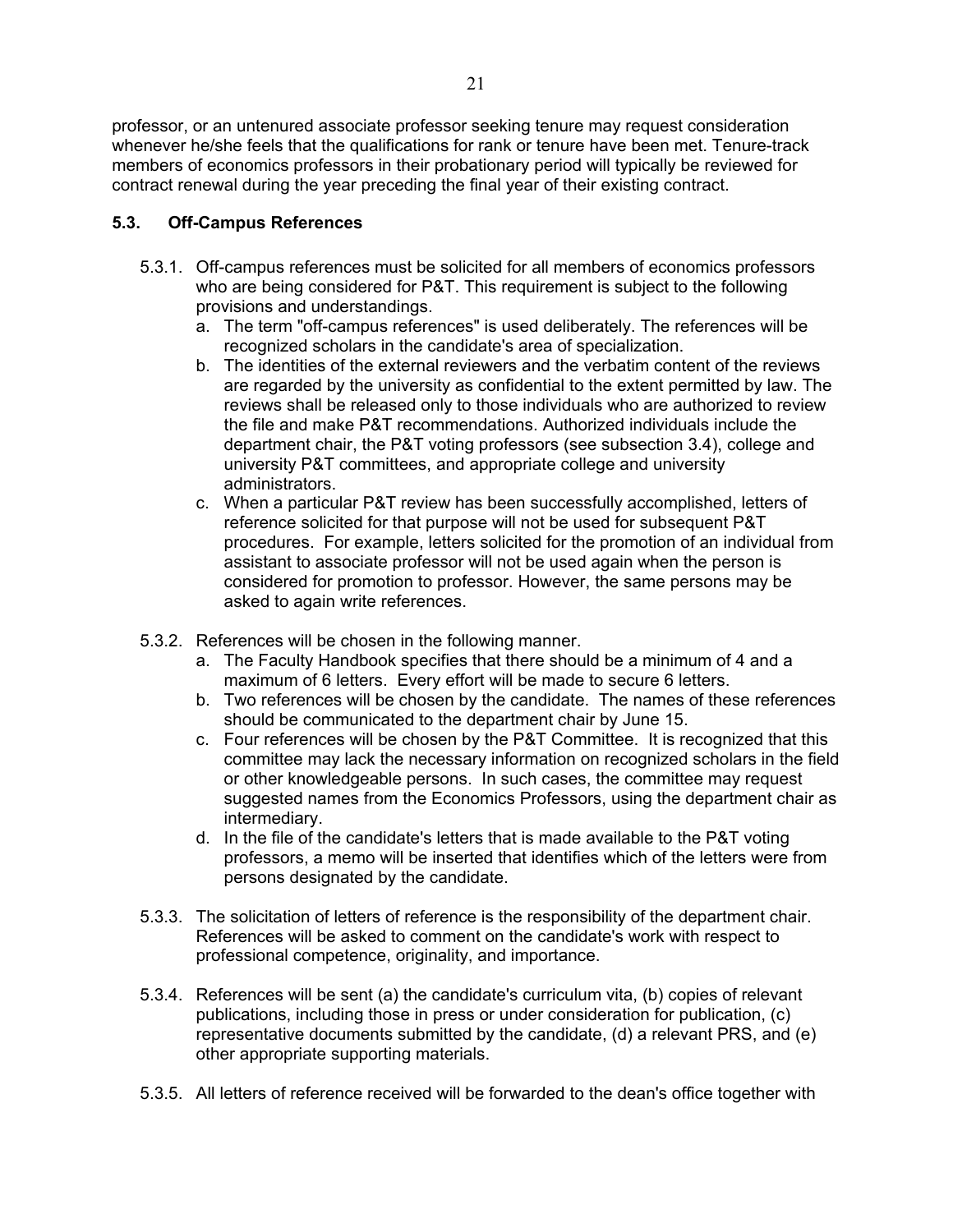professor, or an untenured associate professor seeking tenure may request consideration whenever he/she feels that the qualifications for rank or tenure have been met. Tenure-track members of economics professors in their probationary period will typically be reviewed for contract renewal during the year preceding the final year of their existing contract.

### 5.3. Off-Campus References

5.3.1. Off-campus references must be solicited for all members of economics professors who are being considered for P&T. This requirement is subject to the following provisions and understandings.

   a. The term "off-campus references" is used deliberately. The references will be recognized scholars in the candidate's area of specialization.
   b. The identities of the external reviewers and the verbatim content of the reviews are regarded by the university as confidential to the extent permitted by law. The reviews shall be released only to those individuals who are authorized to review the file and make P&T recommendations. Authorized individuals include the department chair, the P&T voting professors (see subsection 3.4), college and university P&T committees, and appropriate college and university administrators.
   c. When a particular P&T review has been successfully accomplished, letters of reference solicited for that purpose will not be used for subsequent P&T procedures. For example, letters solicited for the promotion of an individual from assistant to associate professor will not be used again when the person is considered for promotion to professor. However, the same persons may be asked to again write references.

5.3.2. References will be chosen in the following manner.

   a. The Faculty Handbook specifies that there should be a minimum of 4 and a maximum of 6 letters. Every effort will be made to secure 6 letters.
   b. Two references will be chosen by the candidate. The names of these references should be communicated to the department chair by June 15.
   c. Four references will be chosen by the P&T Committee. It is recognized that this committee may lack the necessary information on recognized scholars in the field or other knowledgeable persons. In such cases, the committee may request suggested names from the Economics Professors, using the department chair as intermediary.
   d. In the file of the candidate's letters that is made available to the P&T voting professors, a memo will be inserted that identifies which of the letters were from persons designated by the candidate.

5.3.3. The solicitation of letters of reference is the responsibility of the department chair. References will be asked to comment on the candidate's work with respect to professional competence, originality, and importance.

5.3.4. References will be sent (a) the candidate's curriculum vita, (b) copies of relevant publications, including those in press or under consideration for publication, (c) representative documents submitted by the candidate, (d) a relevant PRS, and (e) other appropriate supporting materials.

5.3.5. All letters of reference received will be forwarded to the dean's office together with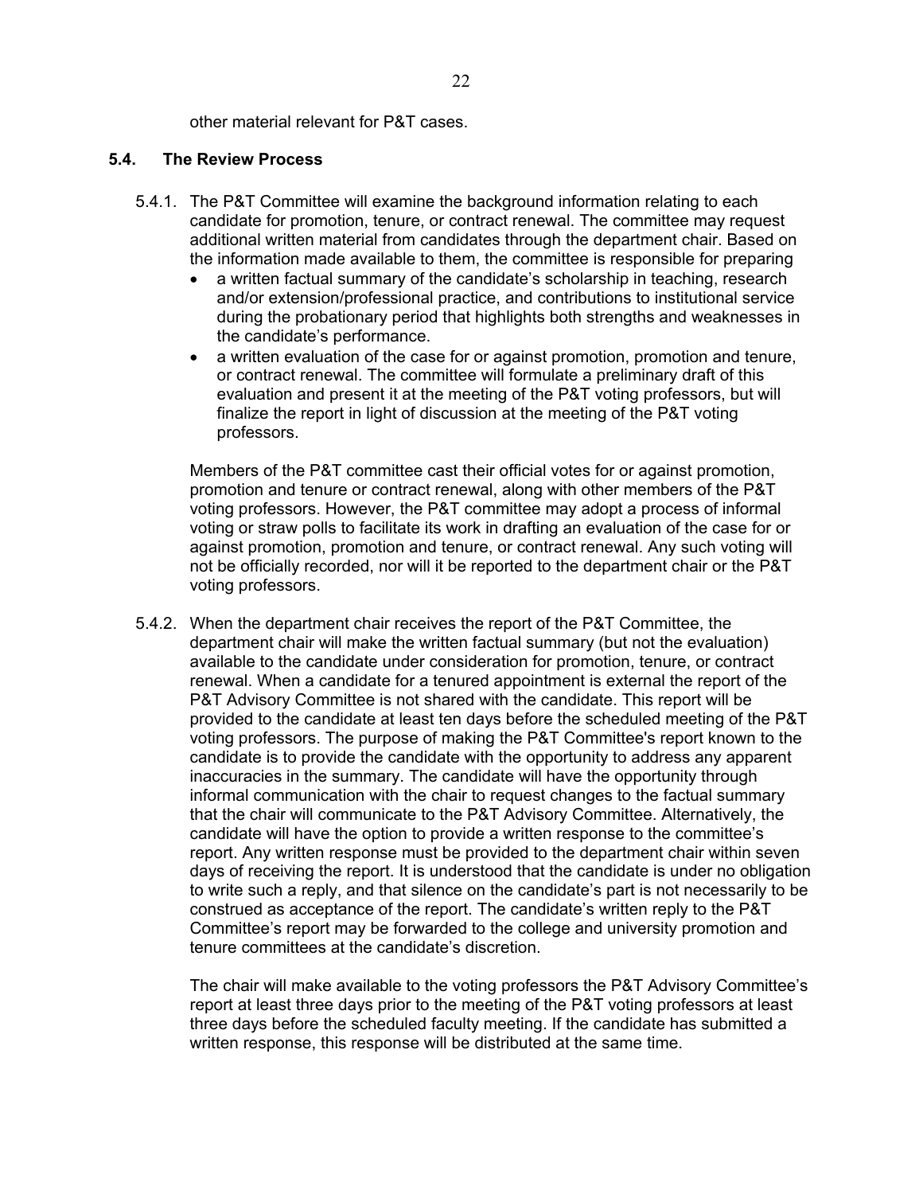other material relevant for P&T cases.

### 5.4. The Review Process

5.4.1. The P&T Committee will examine the background information relating to each candidate for promotion, tenure, or contract renewal. The committee may request additional written material from candidates through the department chair. Based on the information made available to them, the committee is responsible for preparing

- a written factual summary of the candidate's scholarship in teaching, research and/or extension/professional practice, and contributions to institutional service during the probationary period that highlights both strengths and weaknesses in the candidate's performance.
- a written evaluation of the case for or against promotion, promotion and tenure, or contract renewal. The committee will formulate a preliminary draft of this evaluation and present it at the meeting of the P&T voting professors, but will finalize the report in light of discussion at the meeting of the P&T voting professors.

Members of the P&T committee cast their official votes for or against promotion, promotion and tenure or contract renewal, along with other members of the P&T voting professors. However, the P&T committee may adopt a process of informal voting or straw polls to facilitate its work in drafting an evaluation of the case for or against promotion, promotion and tenure, or contract renewal. Any such voting will not be officially recorded, nor will it be reported to the department chair or the P&T voting professors.

5.4.2. When the department chair receives the report of the P&T Committee, the department chair will make the written factual summary (but not the evaluation) available to the candidate under consideration for promotion, tenure, or contract renewal. When a candidate for a tenured appointment is external the report of the P&T Advisory Committee is not shared with the candidate. This report will be provided to the candidate at least ten days before the scheduled meeting of the P&T voting professors. The purpose of making the P&T Committee's report known to the candidate is to provide the candidate with the opportunity to address any apparent inaccuracies in the summary. The candidate will have the opportunity through informal communication with the chair to request changes to the factual summary that the chair will communicate to the P&T Advisory Committee. Alternatively, the candidate will have the option to provide a written response to the committee's report. Any written response must be provided to the department chair within seven days of receiving the report. It is understood that the candidate is under no obligation to write such a reply, and that silence on the candidate's part is not necessarily to be construed as acceptance of the report. The candidate's written reply to the P&T Committee's report may be forwarded to the college and university promotion and tenure committees at the candidate's discretion.

The chair will make available to the voting professors the P&T Advisory Committee's report at least three days prior to the meeting of the P&T voting professors at least three days before the scheduled faculty meeting. If the candidate has submitted a written response, this response will be distributed at the same time.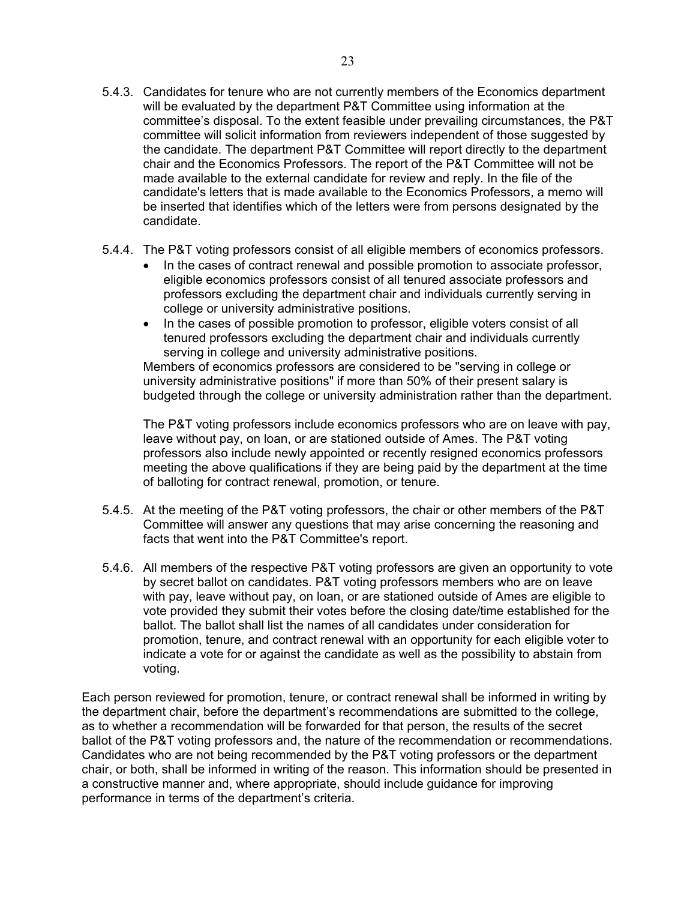5.4.3. Candidates for tenure who are not currently members of the Economics department will be evaluated by the department P&T Committee using information at the committee's disposal. To the extent feasible under prevailing circumstances, the P&T committee will solicit information from reviewers independent of those suggested by the candidate. The department P&T Committee will report directly to the department chair and the Economics Professors. The report of the P&T Committee will not be made available to the external candidate for review and reply. In the file of the candidate's letters that is made available to the Economics Professors, a memo will be inserted that identifies which of the letters were from persons designated by the candidate.

5.4.4. The P&T voting professors consist of all eligible members of economics professors.

- In the cases of contract renewal and possible promotion to associate professor, eligible economics professors consist of all tenured associate professors and professors excluding the department chair and individuals currently serving in college or university administrative positions.
- In the cases of possible promotion to professor, eligible voters consist of all tenured professors excluding the department chair and individuals currently serving in college and university administrative positions.

Members of economics professors are considered to be "serving in college or university administrative positions" if more than 50% of their present salary is budgeted through the college or university administration rather than the department.

The P&T voting professors include economics professors who are on leave with pay, leave without pay, on loan, or are stationed outside of Ames. The P&T voting professors also include newly appointed or recently resigned economics professors meeting the above qualifications if they are being paid by the department at the time of balloting for contract renewal, promotion, or tenure.

5.4.5. At the meeting of the P&T voting professors, the chair or other members of the P&T Committee will answer any questions that may arise concerning the reasoning and facts that went into the P&T Committee's report.

5.4.6. All members of the respective P&T voting professors are given an opportunity to vote by secret ballot on candidates. P&T voting professors members who are on leave with pay, leave without pay, on loan, or are stationed outside of Ames are eligible to vote provided they submit their votes before the closing date/time established for the ballot. The ballot shall list the names of all candidates under consideration for promotion, tenure, and contract renewal with an opportunity for each eligible voter to indicate a vote for or against the candidate as well as the possibility to abstain from voting.

Each person reviewed for promotion, tenure, or contract renewal shall be informed in writing by the department chair, before the department's recommendations are submitted to the college, as to whether a recommendation will be forwarded for that person, the results of the secret ballot of the P&T voting professors and, the nature of the recommendation or recommendations. Candidates who are not being recommended by the P&T voting professors or the department chair, or both, shall be informed in writing of the reason. This information should be presented in a constructive manner and, where appropriate, should include guidance for improving performance in terms of the department's criteria.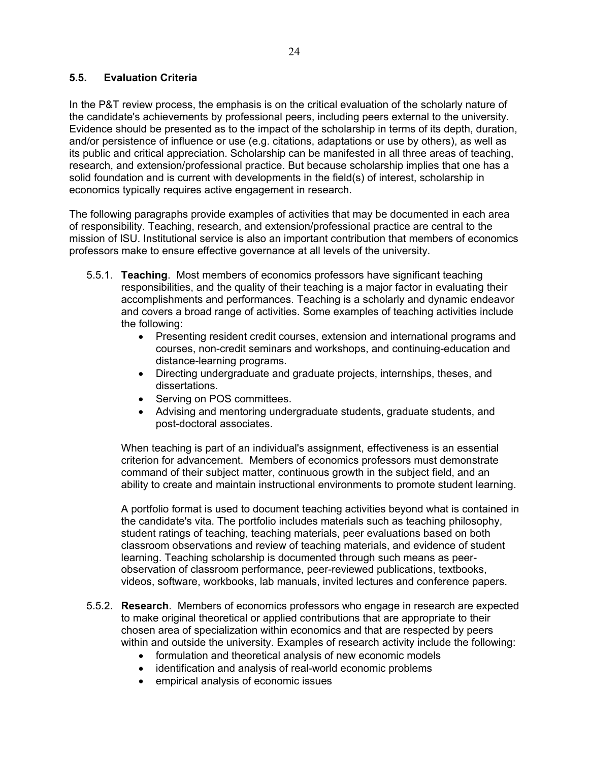## 5.5. Evaluation Criteria

In the P&T review process, the emphasis is on the critical evaluation of the scholarly nature of the candidate's achievements by professional peers, including peers external to the university. Evidence should be presented as to the impact of the scholarship in terms of its depth, duration, and/or persistence of influence or use (e.g. citations, adaptations or use by others), as well as its public and critical appreciation. Scholarship can be manifested in all three areas of teaching, research, and extension/professional practice. But because scholarship implies that one has a solid foundation and is current with developments in the field(s) of interest, scholarship in economics typically requires active engagement in research.

The following paragraphs provide examples of activities that may be documented in each area of responsibility. Teaching, research, and extension/professional practice are central to the mission of ISU. Institutional service is also an important contribution that members of economics professors make to ensure effective governance at all levels of the university.

5.5.1. **Teaching**. Most members of economics professors have significant teaching responsibilities, and the quality of their teaching is a major factor in evaluating their accomplishments and performances. Teaching is a scholarly and dynamic endeavor and covers a broad range of activities. Some examples of teaching activities include the following:

- Presenting resident credit courses, extension and international programs and courses, non-credit seminars and workshops, and continuing-education and distance-learning programs.
- Directing undergraduate and graduate projects, internships, theses, and dissertations.
- Serving on POS committees.
- Advising and mentoring undergraduate students, graduate students, and post-doctoral associates.

When teaching is part of an individual's assignment, effectiveness is an essential criterion for advancement. Members of economics professors must demonstrate command of their subject matter, continuous growth in the subject field, and an ability to create and maintain instructional environments to promote student learning.

A portfolio format is used to document teaching activities beyond what is contained in the candidate's vita. The portfolio includes materials such as teaching philosophy, student ratings of teaching, teaching materials, peer evaluations based on both classroom observations and review of teaching materials, and evidence of student learning. Teaching scholarship is documented through such means as peer-observation of classroom performance, peer-reviewed publications, textbooks, videos, software, workbooks, lab manuals, invited lectures and conference papers.

5.5.2. **Research**. Members of economics professors who engage in research are expected to make original theoretical or applied contributions that are appropriate to their chosen area of specialization within economics and that are respected by peers within and outside the university. Examples of research activity include the following:

- formulation and theoretical analysis of new economic models
- identification and analysis of real-world economic problems
- empirical analysis of economic issues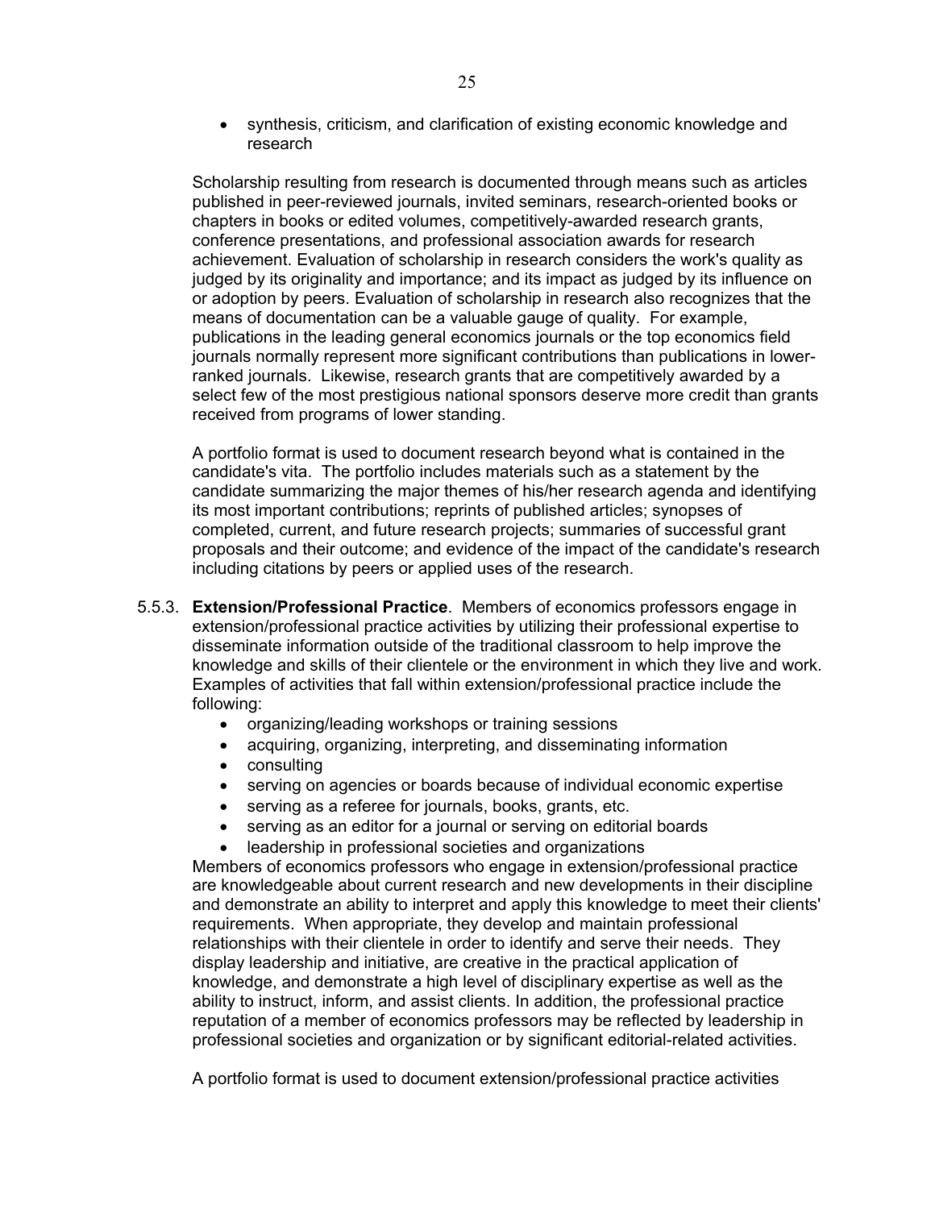- synthesis, criticism, and clarification of existing economic knowledge and research

Scholarship resulting from research is documented through means such as articles published in peer-reviewed journals, invited seminars, research-oriented books or chapters in books or edited volumes, competitively-awarded research grants, conference presentations, and professional association awards for research achievement. Evaluation of scholarship in research considers the work's quality as judged by its originality and importance; and its impact as judged by its influence on or adoption by peers. Evaluation of scholarship in research also recognizes that the means of documentation can be a valuable gauge of quality. For example, publications in the leading general economics journals or the top economics field journals normally represent more significant contributions than publications in lower-ranked journals. Likewise, research grants that are competitively awarded by a select few of the most prestigious national sponsors deserve more credit than grants received from programs of lower standing.

A portfolio format is used to document research beyond what is contained in the candidate's vita. The portfolio includes materials such as a statement by the candidate summarizing the major themes of his/her research agenda and identifying its most important contributions; reprints of published articles; synopses of completed, current, and future research projects; summaries of successful grant proposals and their outcome; and evidence of the impact of the candidate's research including citations by peers or applied uses of the research.

5.5.3. **Extension/Professional Practice**. Members of economics professors engage in extension/professional practice activities by utilizing their professional expertise to disseminate information outside of the traditional classroom to help improve the knowledge and skills of their clientele or the environment in which they live and work. Examples of activities that fall within extension/professional practice include the following:

- organizing/leading workshops or training sessions
- acquiring, organizing, interpreting, and disseminating information
- consulting
- serving on agencies or boards because of individual economic expertise
- serving as a referee for journals, books, grants, etc.
- serving as an editor for a journal or serving on editorial boards
- leadership in professional societies and organizations

Members of economics professors who engage in extension/professional practice are knowledgeable about current research and new developments in their discipline and demonstrate an ability to interpret and apply this knowledge to meet their clients' requirements. When appropriate, they develop and maintain professional relationships with their clientele in order to identify and serve their needs. They display leadership and initiative, are creative in the practical application of knowledge, and demonstrate a high level of disciplinary expertise as well as the ability to instruct, inform, and assist clients. In addition, the professional practice reputation of a member of economics professors may be reflected by leadership in professional societies and organization or by significant editorial-related activities.

A portfolio format is used to document extension/professional practice activities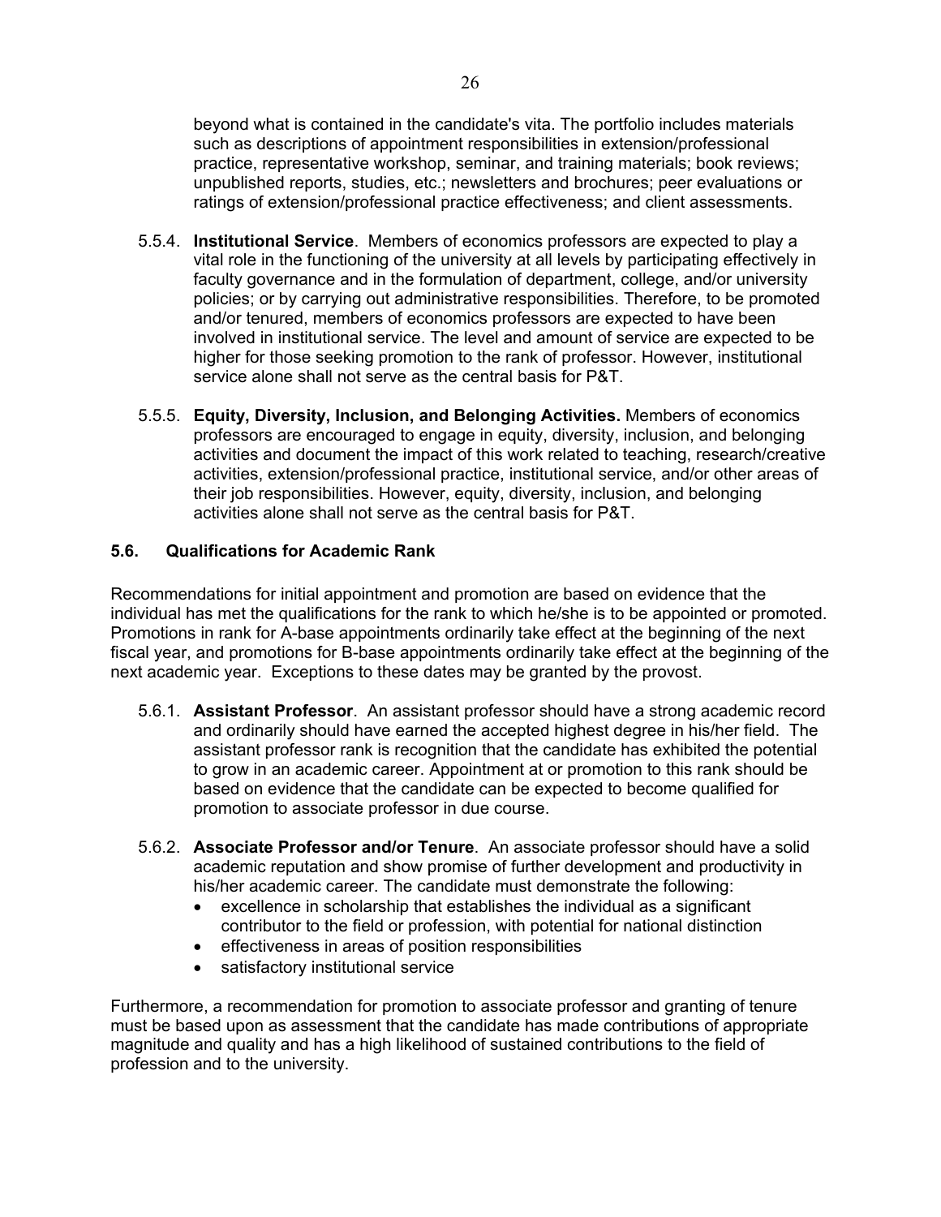beyond what is contained in the candidate's vita. The portfolio includes materials such as descriptions of appointment responsibilities in extension/professional practice, representative workshop, seminar, and training materials; book reviews; unpublished reports, studies, etc.; newsletters and brochures; peer evaluations or ratings of extension/professional practice effectiveness; and client assessments.

5.5.4. **Institutional Service**. Members of economics professors are expected to play a vital role in the functioning of the university at all levels by participating effectively in faculty governance and in the formulation of department, college, and/or university policies; or by carrying out administrative responsibilities. Therefore, to be promoted and/or tenured, members of economics professors are expected to have been involved in institutional service. The level and amount of service are expected to be higher for those seeking promotion to the rank of professor. However, institutional service alone shall not serve as the central basis for P&T.

5.5.5. **Equity, Diversity, Inclusion, and Belonging Activities.** Members of economics professors are encouraged to engage in equity, diversity, inclusion, and belonging activities and document the impact of this work related to teaching, research/creative activities, extension/professional practice, institutional service, and/or other areas of their job responsibilities. However, equity, diversity, inclusion, and belonging activities alone shall not serve as the central basis for P&T.

### 5.6. Qualifications for Academic Rank

Recommendations for initial appointment and promotion are based on evidence that the individual has met the qualifications for the rank to which he/she is to be appointed or promoted. Promotions in rank for A-base appointments ordinarily take effect at the beginning of the next fiscal year, and promotions for B-base appointments ordinarily take effect at the beginning of the next academic year. Exceptions to these dates may be granted by the provost.

5.6.1. **Assistant Professor**. An assistant professor should have a strong academic record and ordinarily should have earned the accepted highest degree in his/her field. The assistant professor rank is recognition that the candidate has exhibited the potential to grow in an academic career. Appointment at or promotion to this rank should be based on evidence that the candidate can be expected to become qualified for promotion to associate professor in due course.

5.6.2. **Associate Professor and/or Tenure**. An associate professor should have a solid academic reputation and show promise of further development and productivity in his/her academic career. The candidate must demonstrate the following:

- excellence in scholarship that establishes the individual as a significant contributor to the field or profession, with potential for national distinction
- effectiveness in areas of position responsibilities
- satisfactory institutional service

Furthermore, a recommendation for promotion to associate professor and granting of tenure must be based upon as assessment that the candidate has made contributions of appropriate magnitude and quality and has a high likelihood of sustained contributions to the field of profession and to the university.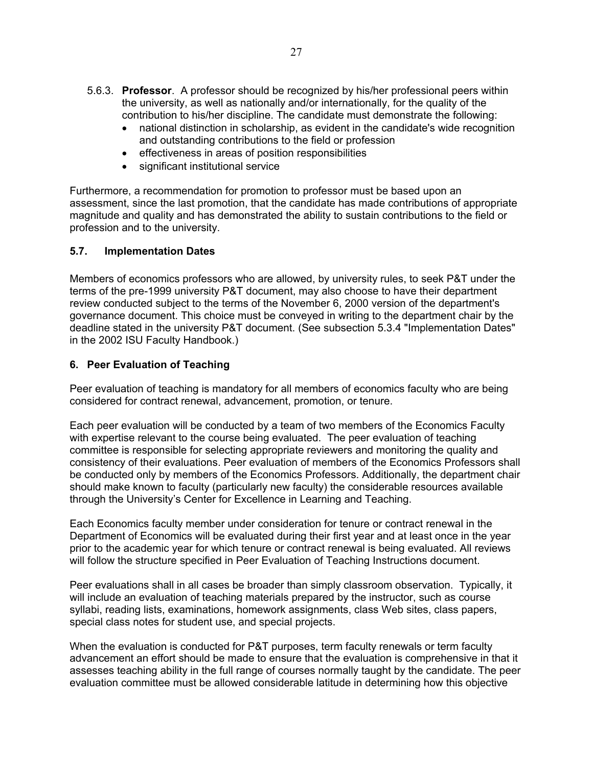5.6.3. **Professor**. A professor should be recognized by his/her professional peers within the university, as well as nationally and/or internationally, for the quality of the contribution to his/her discipline. The candidate must demonstrate the following:

- national distinction in scholarship, as evident in the candidate's wide recognition and outstanding contributions to the field or profession
- effectiveness in areas of position responsibilities
- significant institutional service

Furthermore, a recommendation for promotion to professor must be based upon an assessment, since the last promotion, that the candidate has made contributions of appropriate magnitude and quality and has demonstrated the ability to sustain contributions to the field or profession and to the university.

### 5.7. Implementation Dates

Members of economics professors who are allowed, by university rules, to seek P&T under the terms of the pre-1999 university P&T document, may also choose to have their department review conducted subject to the terms of the November 6, 2000 version of the department's governance document. This choice must be conveyed in writing to the department chair by the deadline stated in the university P&T document. (See subsection 5.3.4 "Implementation Dates" in the 2002 ISU Faculty Handbook.)

## 6. Peer Evaluation of Teaching

Peer evaluation of teaching is mandatory for all members of economics faculty who are being considered for contract renewal, advancement, promotion, or tenure.

Each peer evaluation will be conducted by a team of two members of the Economics Faculty with expertise relevant to the course being evaluated. The peer evaluation of teaching committee is responsible for selecting appropriate reviewers and monitoring the quality and consistency of their evaluations. Peer evaluation of members of the Economics Professors shall be conducted only by members of the Economics Professors. Additionally, the department chair should make known to faculty (particularly new faculty) the considerable resources available through the University's Center for Excellence in Learning and Teaching.

Each Economics faculty member under consideration for tenure or contract renewal in the Department of Economics will be evaluated during their first year and at least once in the year prior to the academic year for which tenure or contract renewal is being evaluated. All reviews will follow the structure specified in Peer Evaluation of Teaching Instructions document.

Peer evaluations shall in all cases be broader than simply classroom observation. Typically, it will include an evaluation of teaching materials prepared by the instructor, such as course syllabi, reading lists, examinations, homework assignments, class Web sites, class papers, special class notes for student use, and special projects.

When the evaluation is conducted for P&T purposes, term faculty renewals or term faculty advancement an effort should be made to ensure that the evaluation is comprehensive in that it assesses teaching ability in the full range of courses normally taught by the candidate. The peer evaluation committee must be allowed considerable latitude in determining how this objective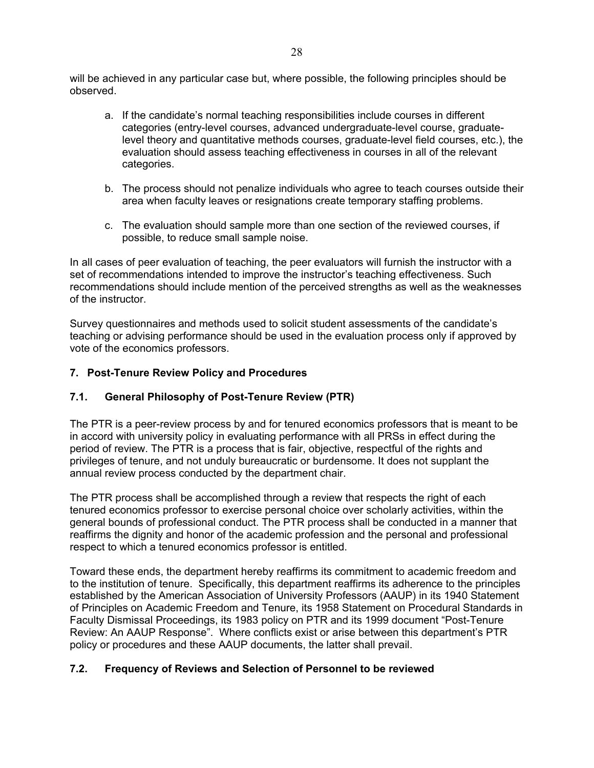will be achieved in any particular case but, where possible, the following principles should be observed.

a. If the candidate's normal teaching responsibilities include courses in different categories (entry-level courses, advanced undergraduate-level course, graduate-level theory and quantitative methods courses, graduate-level field courses, etc.), the evaluation should assess teaching effectiveness in courses in all of the relevant categories.

b. The process should not penalize individuals who agree to teach courses outside their area when faculty leaves or resignations create temporary staffing problems.

c. The evaluation should sample more than one section of the reviewed courses, if possible, to reduce small sample noise.

In all cases of peer evaluation of teaching, the peer evaluators will furnish the instructor with a set of recommendations intended to improve the instructor's teaching effectiveness. Such recommendations should include mention of the perceived strengths as well as the weaknesses of the instructor.

Survey questionnaires and methods used to solicit student assessments of the candidate's teaching or advising performance should be used in the evaluation process only if approved by vote of the economics professors.

## 7. Post-Tenure Review Policy and Procedures

### 7.1. General Philosophy of Post-Tenure Review (PTR)

The PTR is a peer-review process by and for tenured economics professors that is meant to be in accord with university policy in evaluating performance with all PRSs in effect during the period of review. The PTR is a process that is fair, objective, respectful of the rights and privileges of tenure, and not unduly bureaucratic or burdensome. It does not supplant the annual review process conducted by the department chair.

The PTR process shall be accomplished through a review that respects the right of each tenured economics professor to exercise personal choice over scholarly activities, within the general bounds of professional conduct. The PTR process shall be conducted in a manner that reaffirms the dignity and honor of the academic profession and the personal and professional respect to which a tenured economics professor is entitled.

Toward these ends, the department hereby reaffirms its commitment to academic freedom and to the institution of tenure. Specifically, this department reaffirms its adherence to the principles established by the American Association of University Professors (AAUP) in its 1940 Statement of Principles on Academic Freedom and Tenure, its 1958 Statement on Procedural Standards in Faculty Dismissal Proceedings, its 1983 policy on PTR and its 1999 document "Post-Tenure Review: An AAUP Response". Where conflicts exist or arise between this department's PTR policy or procedures and these AAUP documents, the latter shall prevail.

### 7.2. Frequency of Reviews and Selection of Personnel to be reviewed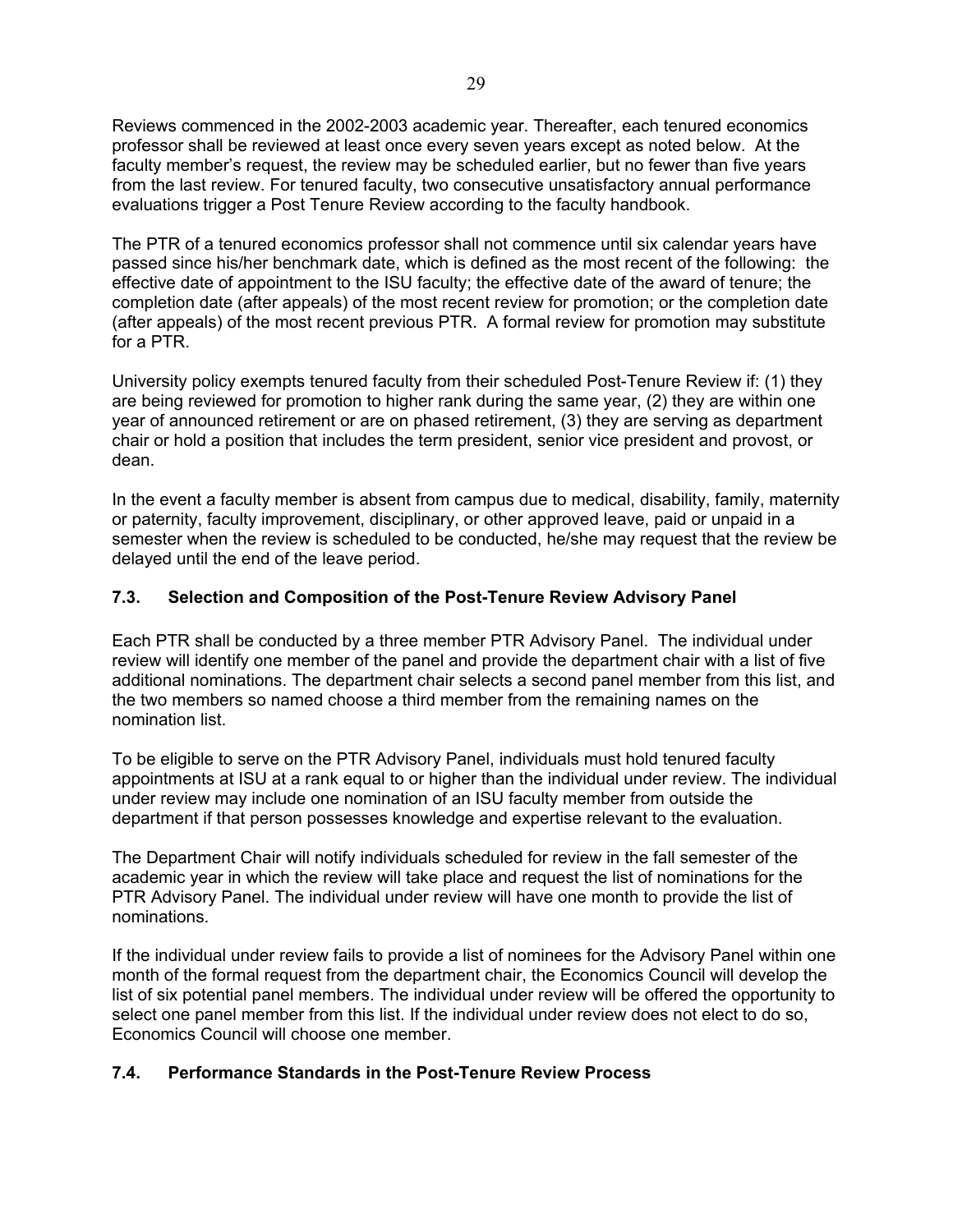Reviews commenced in the 2002-2003 academic year. Thereafter, each tenured economics professor shall be reviewed at least once every seven years except as noted below. At the faculty member's request, the review may be scheduled earlier, but no fewer than five years from the last review. For tenured faculty, two consecutive unsatisfactory annual performance evaluations trigger a Post Tenure Review according to the faculty handbook.

The PTR of a tenured economics professor shall not commence until six calendar years have passed since his/her benchmark date, which is defined as the most recent of the following: the effective date of appointment to the ISU faculty; the effective date of the award of tenure; the completion date (after appeals) of the most recent review for promotion; or the completion date (after appeals) of the most recent previous PTR. A formal review for promotion may substitute for a PTR.

University policy exempts tenured faculty from their scheduled Post-Tenure Review if: (1) they are being reviewed for promotion to higher rank during the same year, (2) they are within one year of announced retirement or are on phased retirement, (3) they are serving as department chair or hold a position that includes the term president, senior vice president and provost, or dean.

In the event a faculty member is absent from campus due to medical, disability, family, maternity or paternity, faculty improvement, disciplinary, or other approved leave, paid or unpaid in a semester when the review is scheduled to be conducted, he/she may request that the review be delayed until the end of the leave period.

### 7.3. Selection and Composition of the Post-Tenure Review Advisory Panel

Each PTR shall be conducted by a three member PTR Advisory Panel. The individual under review will identify one member of the panel and provide the department chair with a list of five additional nominations. The department chair selects a second panel member from this list, and the two members so named choose a third member from the remaining names on the nomination list.

To be eligible to serve on the PTR Advisory Panel, individuals must hold tenured faculty appointments at ISU at a rank equal to or higher than the individual under review. The individual under review may include one nomination of an ISU faculty member from outside the department if that person possesses knowledge and expertise relevant to the evaluation.

The Department Chair will notify individuals scheduled for review in the fall semester of the academic year in which the review will take place and request the list of nominations for the PTR Advisory Panel. The individual under review will have one month to provide the list of nominations.

If the individual under review fails to provide a list of nominees for the Advisory Panel within one month of the formal request from the department chair, the Economics Council will develop the list of six potential panel members. The individual under review will be offered the opportunity to select one panel member from this list. If the individual under review does not elect to do so, Economics Council will choose one member.

### 7.4. Performance Standards in the Post-Tenure Review Process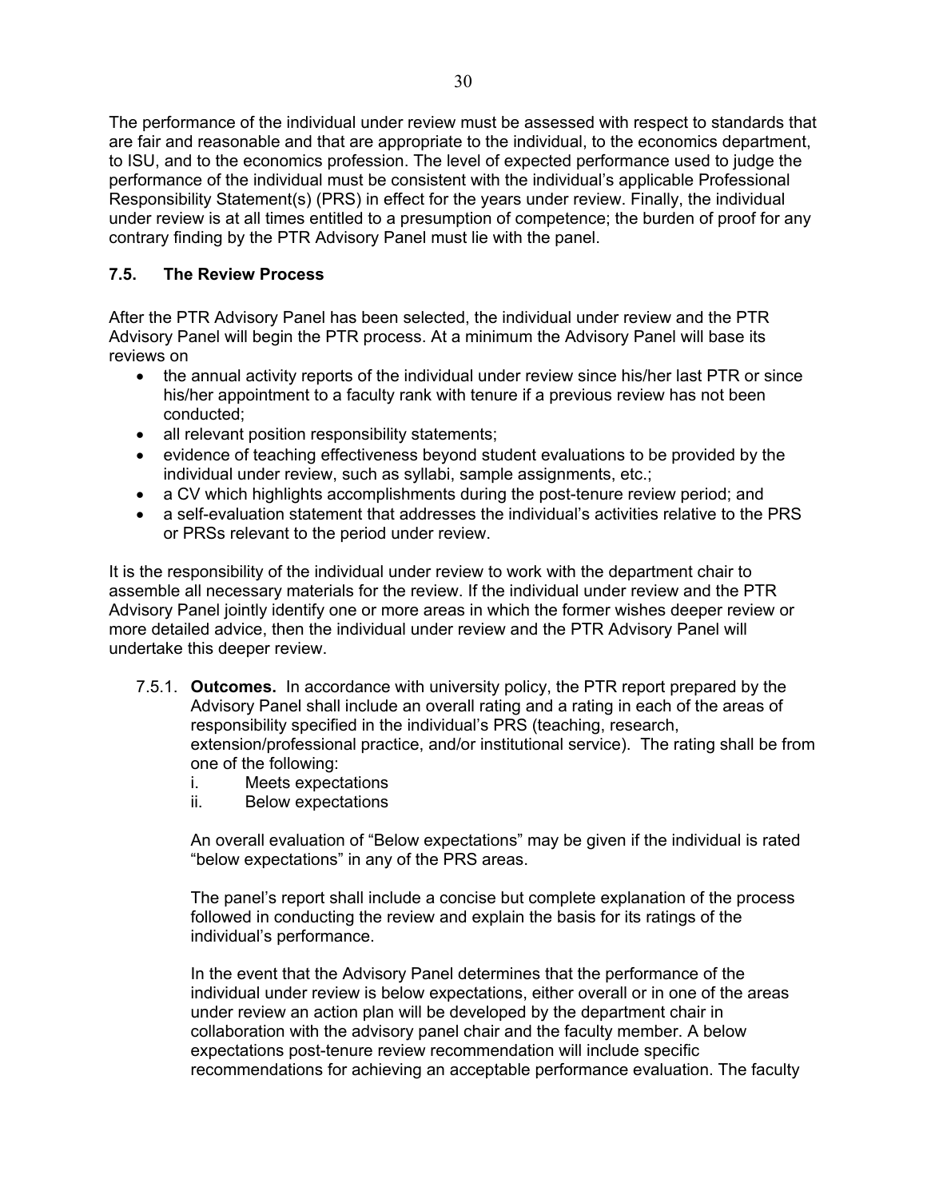The performance of the individual under review must be assessed with respect to standards that are fair and reasonable and that are appropriate to the individual, to the economics department, to ISU, and to the economics profession. The level of expected performance used to judge the performance of the individual must be consistent with the individual's applicable Professional Responsibility Statement(s) (PRS) in effect for the years under review. Finally, the individual under review is at all times entitled to a presumption of competence; the burden of proof for any contrary finding by the PTR Advisory Panel must lie with the panel.

### 7.5. The Review Process

After the PTR Advisory Panel has been selected, the individual under review and the PTR Advisory Panel will begin the PTR process. At a minimum the Advisory Panel will base its reviews on

- the annual activity reports of the individual under review since his/her last PTR or since his/her appointment to a faculty rank with tenure if a previous review has not been conducted;
- all relevant position responsibility statements;
- evidence of teaching effectiveness beyond student evaluations to be provided by the individual under review, such as syllabi, sample assignments, etc.;
- a CV which highlights accomplishments during the post-tenure review period; and
- a self-evaluation statement that addresses the individual's activities relative to the PRS or PRSs relevant to the period under review.

It is the responsibility of the individual under review to work with the department chair to assemble all necessary materials for the review. If the individual under review and the PTR Advisory Panel jointly identify one or more areas in which the former wishes deeper review or more detailed advice, then the individual under review and the PTR Advisory Panel will undertake this deeper review.

7.5.1. **Outcomes.** In accordance with university policy, the PTR report prepared by the Advisory Panel shall include an overall rating and a rating in each of the areas of responsibility specified in the individual's PRS (teaching, research, extension/professional practice, and/or institutional service). The rating shall be from one of the following:

i. Meets expectations
ii. Below expectations

An overall evaluation of "Below expectations" may be given if the individual is rated "below expectations" in any of the PRS areas.

The panel's report shall include a concise but complete explanation of the process followed in conducting the review and explain the basis for its ratings of the individual's performance.

In the event that the Advisory Panel determines that the performance of the individual under review is below expectations, either overall or in one of the areas under review an action plan will be developed by the department chair in collaboration with the advisory panel chair and the faculty member. A below expectations post-tenure review recommendation will include specific recommendations for achieving an acceptable performance evaluation. The faculty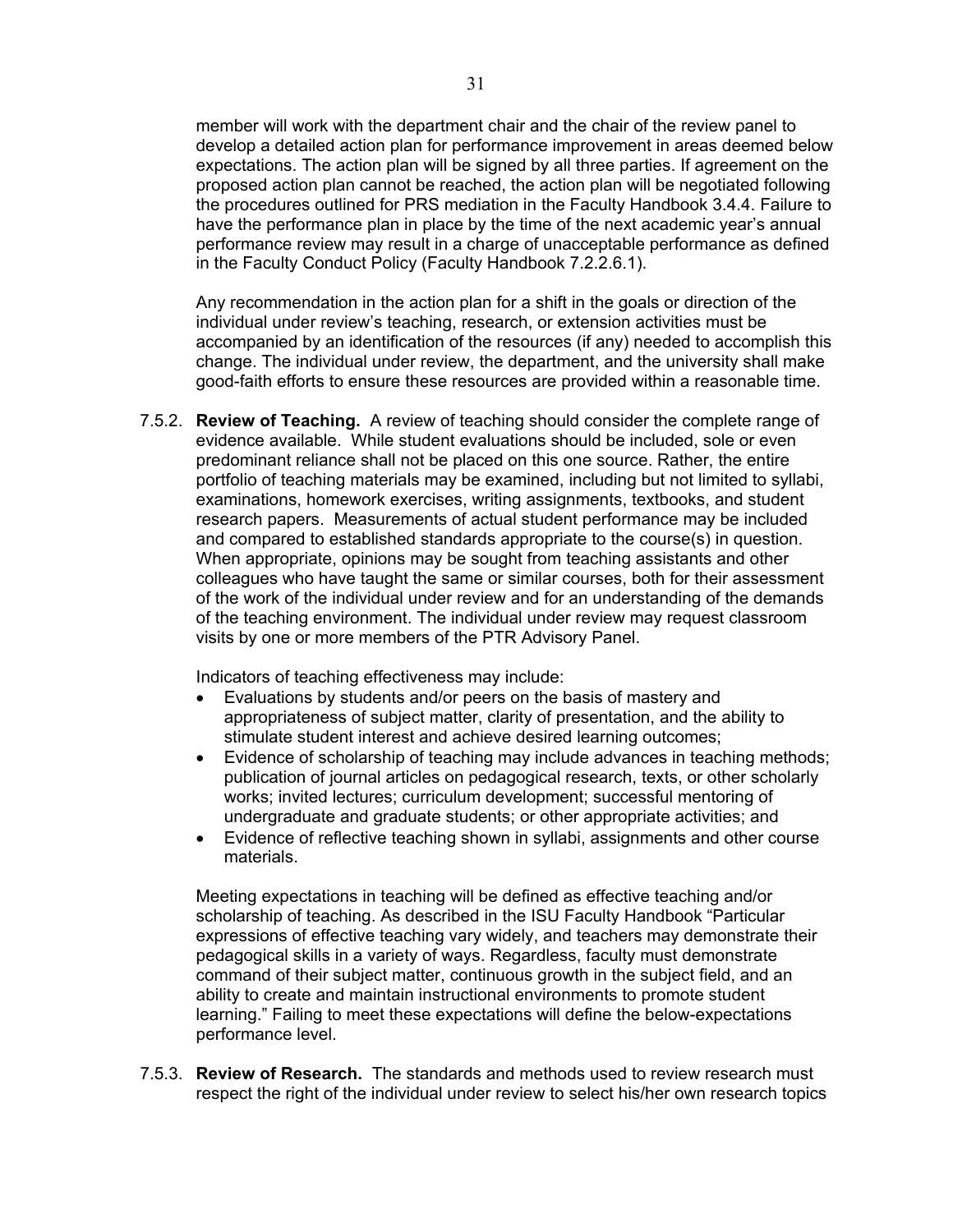member will work with the department chair and the chair of the review panel to develop a detailed action plan for performance improvement in areas deemed below expectations. The action plan will be signed by all three parties. If agreement on the proposed action plan cannot be reached, the action plan will be negotiated following the procedures outlined for PRS mediation in the Faculty Handbook 3.4.4. Failure to have the performance plan in place by the time of the next academic year's annual performance review may result in a charge of unacceptable performance as defined in the Faculty Conduct Policy (Faculty Handbook 7.2.2.6.1).

Any recommendation in the action plan for a shift in the goals or direction of the individual under review's teaching, research, or extension activities must be accompanied by an identification of the resources (if any) needed to accomplish this change. The individual under review, the department, and the university shall make good-faith efforts to ensure these resources are provided within a reasonable time.

7.5.2. **Review of Teaching.** A review of teaching should consider the complete range of evidence available. While student evaluations should be included, sole or even predominant reliance shall not be placed on this one source. Rather, the entire portfolio of teaching materials may be examined, including but not limited to syllabi, examinations, homework exercises, writing assignments, textbooks, and student research papers. Measurements of actual student performance may be included and compared to established standards appropriate to the course(s) in question. When appropriate, opinions may be sought from teaching assistants and other colleagues who have taught the same or similar courses, both for their assessment of the work of the individual under review and for an understanding of the demands of the teaching environment. The individual under review may request classroom visits by one or more members of the PTR Advisory Panel.

Indicators of teaching effectiveness may include:

- Evaluations by students and/or peers on the basis of mastery and appropriateness of subject matter, clarity of presentation, and the ability to stimulate student interest and achieve desired learning outcomes;
- Evidence of scholarship of teaching may include advances in teaching methods; publication of journal articles on pedagogical research, texts, or other scholarly works; invited lectures; curriculum development; successful mentoring of undergraduate and graduate students; or other appropriate activities; and
- Evidence of reflective teaching shown in syllabi, assignments and other course materials.

Meeting expectations in teaching will be defined as effective teaching and/or scholarship of teaching. As described in the ISU Faculty Handbook "Particular expressions of effective teaching vary widely, and teachers may demonstrate their pedagogical skills in a variety of ways. Regardless, faculty must demonstrate command of their subject matter, continuous growth in the subject field, and an ability to create and maintain instructional environments to promote student learning." Failing to meet these expectations will define the below-expectations performance level.

7.5.3. **Review of Research.** The standards and methods used to review research must respect the right of the individual under review to select his/her own research topics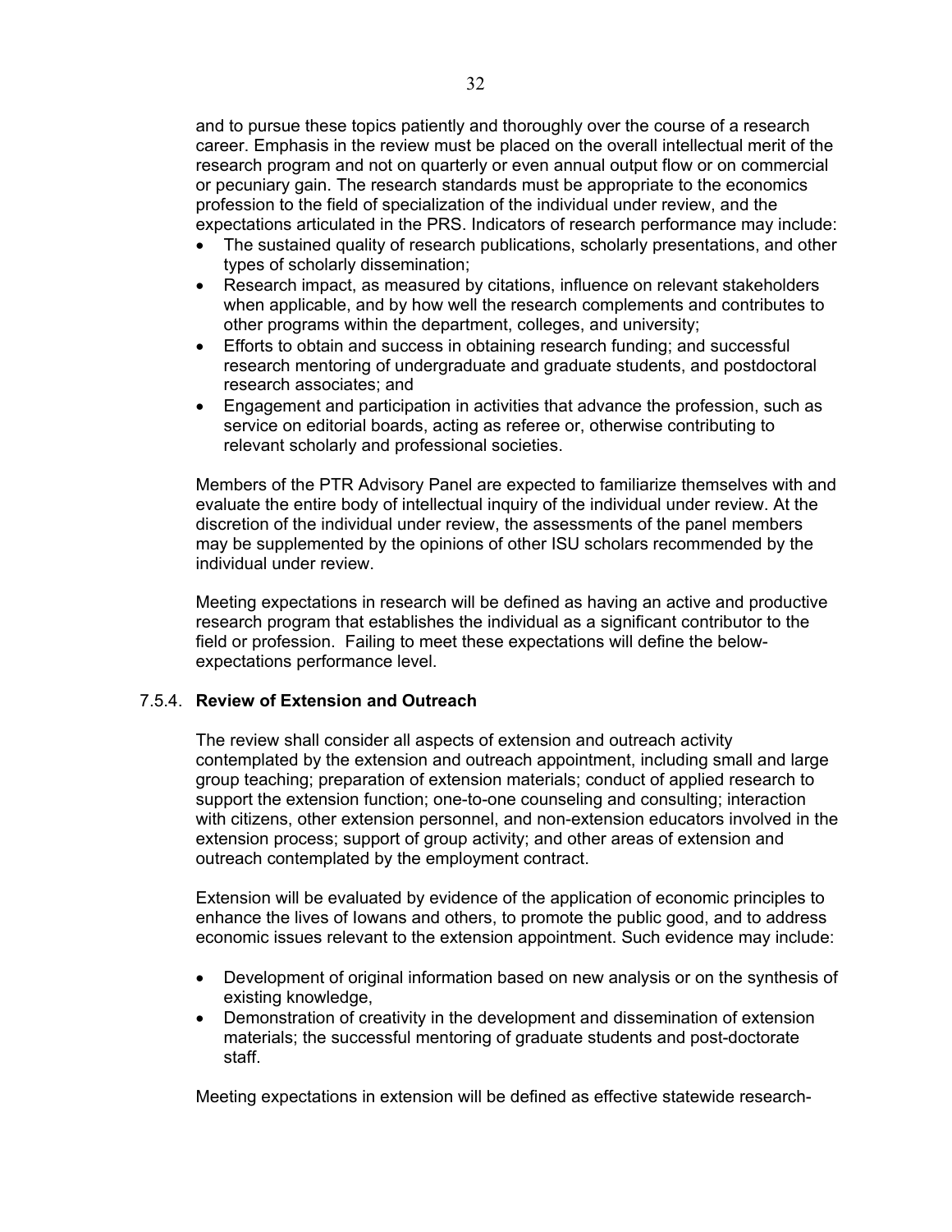and to pursue these topics patiently and thoroughly over the course of a research career. Emphasis in the review must be placed on the overall intellectual merit of the research program and not on quarterly or even annual output flow or on commercial or pecuniary gain. The research standards must be appropriate to the economics profession to the field of specialization of the individual under review, and the expectations articulated in the PRS. Indicators of research performance may include:

- The sustained quality of research publications, scholarly presentations, and other types of scholarly dissemination;
- Research impact, as measured by citations, influence on relevant stakeholders when applicable, and by how well the research complements and contributes to other programs within the department, colleges, and university;
- Efforts to obtain and success in obtaining research funding; and successful research mentoring of undergraduate and graduate students, and postdoctoral research associates; and
- Engagement and participation in activities that advance the profession, such as service on editorial boards, acting as referee or, otherwise contributing to relevant scholarly and professional societies.

Members of the PTR Advisory Panel are expected to familiarize themselves with and evaluate the entire body of intellectual inquiry of the individual under review. At the discretion of the individual under review, the assessments of the panel members may be supplemented by the opinions of other ISU scholars recommended by the individual under review.

Meeting expectations in research will be defined as having an active and productive research program that establishes the individual as a significant contributor to the field or profession. Failing to meet these expectations will define the below-expectations performance level.

### 7.5.4. **Review of Extension and Outreach**

The review shall consider all aspects of extension and outreach activity contemplated by the extension and outreach appointment, including small and large group teaching; preparation of extension materials; conduct of applied research to support the extension function; one-to-one counseling and consulting; interaction with citizens, other extension personnel, and non-extension educators involved in the extension process; support of group activity; and other areas of extension and outreach contemplated by the employment contract.

Extension will be evaluated by evidence of the application of economic principles to enhance the lives of Iowans and others, to promote the public good, and to address economic issues relevant to the extension appointment. Such evidence may include:

- Development of original information based on new analysis or on the synthesis of existing knowledge,
- Demonstration of creativity in the development and dissemination of extension materials; the successful mentoring of graduate students and post-doctorate staff.

Meeting expectations in extension will be defined as effective statewide research-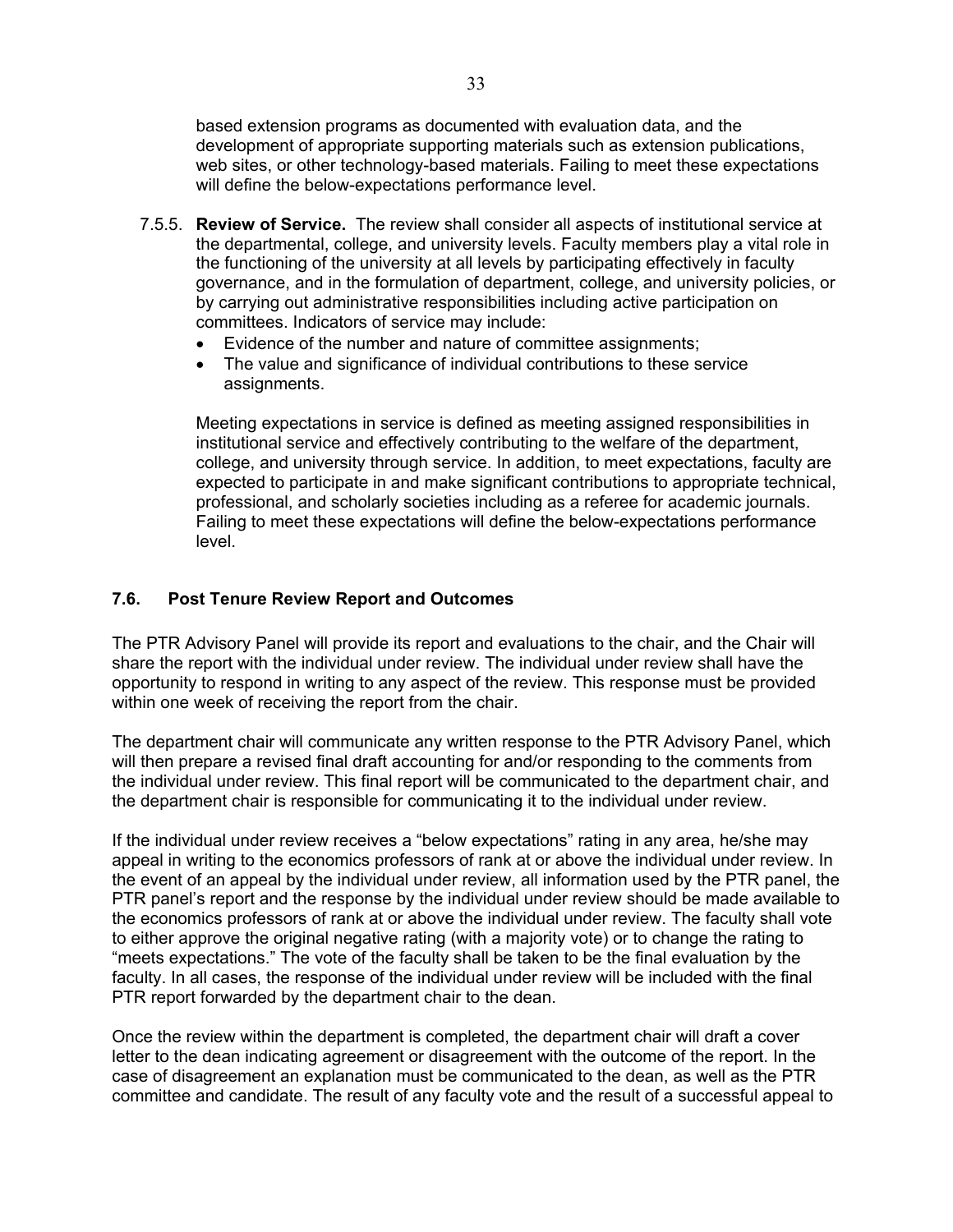based extension programs as documented with evaluation data, and the development of appropriate supporting materials such as extension publications, web sites, or other technology-based materials. Failing to meet these expectations will define the below-expectations performance level.

7.5.5. **Review of Service.** The review shall consider all aspects of institutional service at the departmental, college, and university levels. Faculty members play a vital role in the functioning of the university at all levels by participating effectively in faculty governance, and in the formulation of department, college, and university policies, or by carrying out administrative responsibilities including active participation on committees. Indicators of service may include:

- Evidence of the number and nature of committee assignments;
- The value and significance of individual contributions to these service assignments.

Meeting expectations in service is defined as meeting assigned responsibilities in institutional service and effectively contributing to the welfare of the department, college, and university through service. In addition, to meet expectations, faculty are expected to participate in and make significant contributions to appropriate technical, professional, and scholarly societies including as a referee for academic journals. Failing to meet these expectations will define the below-expectations performance level.

### 7.6. Post Tenure Review Report and Outcomes

The PTR Advisory Panel will provide its report and evaluations to the chair, and the Chair will share the report with the individual under review. The individual under review shall have the opportunity to respond in writing to any aspect of the review. This response must be provided within one week of receiving the report from the chair.

The department chair will communicate any written response to the PTR Advisory Panel, which will then prepare a revised final draft accounting for and/or responding to the comments from the individual under review. This final report will be communicated to the department chair, and the department chair is responsible for communicating it to the individual under review.

If the individual under review receives a "below expectations" rating in any area, he/she may appeal in writing to the economics professors of rank at or above the individual under review. In the event of an appeal by the individual under review, all information used by the PTR panel, the PTR panel's report and the response by the individual under review should be made available to the economics professors of rank at or above the individual under review. The faculty shall vote to either approve the original negative rating (with a majority vote) or to change the rating to "meets expectations." The vote of the faculty shall be taken to be the final evaluation by the faculty. In all cases, the response of the individual under review will be included with the final PTR report forwarded by the department chair to the dean.

Once the review within the department is completed, the department chair will draft a cover letter to the dean indicating agreement or disagreement with the outcome of the report. In the case of disagreement an explanation must be communicated to the dean, as well as the PTR committee and candidate. The result of any faculty vote and the result of a successful appeal to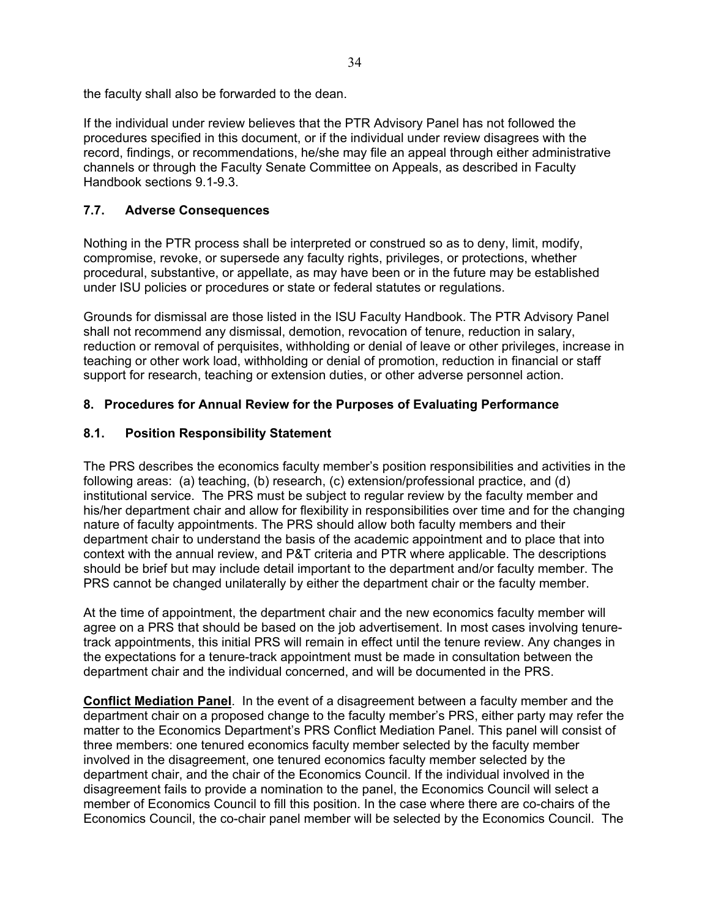the faculty shall also be forwarded to the dean.

If the individual under review believes that the PTR Advisory Panel has not followed the procedures specified in this document, or if the individual under review disagrees with the record, findings, or recommendations, he/she may file an appeal through either administrative channels or through the Faculty Senate Committee on Appeals, as described in Faculty Handbook sections 9.1-9.3.

### 7.7. Adverse Consequences

Nothing in the PTR process shall be interpreted or construed so as to deny, limit, modify, compromise, revoke, or supersede any faculty rights, privileges, or protections, whether procedural, substantive, or appellate, as may have been or in the future may be established under ISU policies or procedures or state or federal statutes or regulations.

Grounds for dismissal are those listed in the ISU Faculty Handbook. The PTR Advisory Panel shall not recommend any dismissal, demotion, revocation of tenure, reduction in salary, reduction or removal of perquisites, withholding or denial of leave or other privileges, increase in teaching or other work load, withholding or denial of promotion, reduction in financial or staff support for research, teaching or extension duties, or other adverse personnel action.

## 8. Procedures for Annual Review for the Purposes of Evaluating Performance

### 8.1. Position Responsibility Statement

The PRS describes the economics faculty member's position responsibilities and activities in the following areas: (a) teaching, (b) research, (c) extension/professional practice, and (d) institutional service. The PRS must be subject to regular review by the faculty member and his/her department chair and allow for flexibility in responsibilities over time and for the changing nature of faculty appointments. The PRS should allow both faculty members and their department chair to understand the basis of the academic appointment and to place that into context with the annual review, and P&T criteria and PTR where applicable. The descriptions should be brief but may include detail important to the department and/or faculty member. The PRS cannot be changed unilaterally by either the department chair or the faculty member.

At the time of appointment, the department chair and the new economics faculty member will agree on a PRS that should be based on the job advertisement. In most cases involving tenure-track appointments, this initial PRS will remain in effect until the tenure review. Any changes in the expectations for a tenure-track appointment must be made in consultation between the department chair and the individual concerned, and will be documented in the PRS.

**Conflict Mediation Panel**. In the event of a disagreement between a faculty member and the department chair on a proposed change to the faculty member's PRS, either party may refer the matter to the Economics Department's PRS Conflict Mediation Panel. This panel will consist of three members: one tenured economics faculty member selected by the faculty member involved in the disagreement, one tenured economics faculty member selected by the department chair, and the chair of the Economics Council. If the individual involved in the disagreement fails to provide a nomination to the panel, the Economics Council will select a member of Economics Council to fill this position. In the case where there are co-chairs of the Economics Council, the co-chair panel member will be selected by the Economics Council. The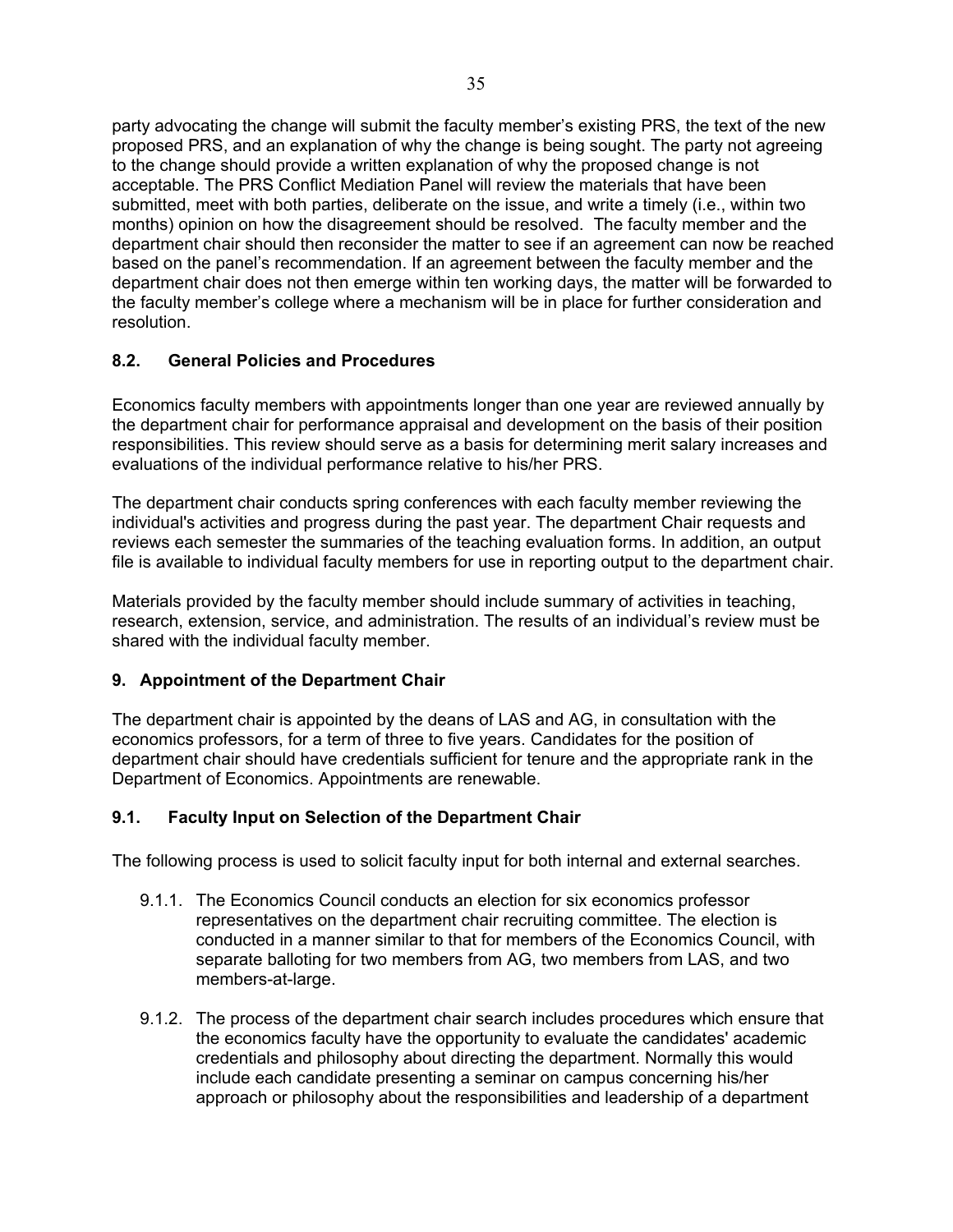party advocating the change will submit the faculty member's existing PRS, the text of the new proposed PRS, and an explanation of why the change is being sought. The party not agreeing to the change should provide a written explanation of why the proposed change is not acceptable. The PRS Conflict Mediation Panel will review the materials that have been submitted, meet with both parties, deliberate on the issue, and write a timely (i.e., within two months) opinion on how the disagreement should be resolved. The faculty member and the department chair should then reconsider the matter to see if an agreement can now be reached based on the panel's recommendation. If an agreement between the faculty member and the department chair does not then emerge within ten working days, the matter will be forwarded to the faculty member's college where a mechanism will be in place for further consideration and resolution.

### 8.2. General Policies and Procedures

Economics faculty members with appointments longer than one year are reviewed annually by the department chair for performance appraisal and development on the basis of their position responsibilities. This review should serve as a basis for determining merit salary increases and evaluations of the individual performance relative to his/her PRS.

The department chair conducts spring conferences with each faculty member reviewing the individual's activities and progress during the past year. The department Chair requests and reviews each semester the summaries of the teaching evaluation forms. In addition, an output file is available to individual faculty members for use in reporting output to the department chair.

Materials provided by the faculty member should include summary of activities in teaching, research, extension, service, and administration. The results of an individual's review must be shared with the individual faculty member.

## 9. Appointment of the Department Chair

The department chair is appointed by the deans of LAS and AG, in consultation with the economics professors, for a term of three to five years. Candidates for the position of department chair should have credentials sufficient for tenure and the appropriate rank in the Department of Economics. Appointments are renewable.

### 9.1. Faculty Input on Selection of the Department Chair

The following process is used to solicit faculty input for both internal and external searches.

9.1.1. The Economics Council conducts an election for six economics professor representatives on the department chair recruiting committee. The election is conducted in a manner similar to that for members of the Economics Council, with separate balloting for two members from AG, two members from LAS, and two members-at-large.

9.1.2. The process of the department chair search includes procedures which ensure that the economics faculty have the opportunity to evaluate the candidates' academic credentials and philosophy about directing the department. Normally this would include each candidate presenting a seminar on campus concerning his/her approach or philosophy about the responsibilities and leadership of a department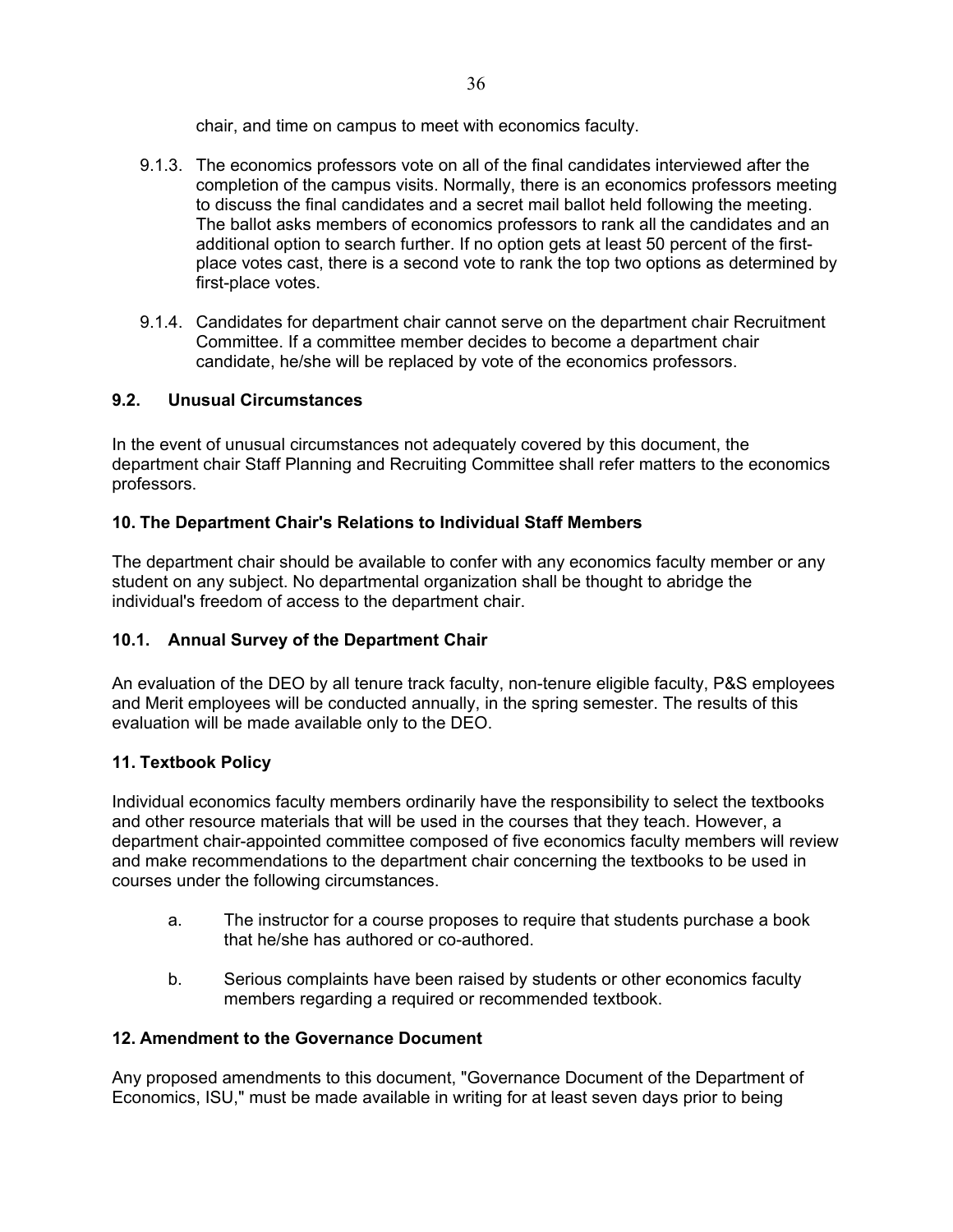chair, and time on campus to meet with economics faculty.

9.1.3. The economics professors vote on all of the final candidates interviewed after the completion of the campus visits. Normally, there is an economics professors meeting to discuss the final candidates and a secret mail ballot held following the meeting. The ballot asks members of economics professors to rank all the candidates and an additional option to search further. If no option gets at least 50 percent of the first-place votes cast, there is a second vote to rank the top two options as determined by first-place votes.

9.1.4. Candidates for department chair cannot serve on the department chair Recruitment Committee. If a committee member decides to become a department chair candidate, he/she will be replaced by vote of the economics professors.

### 9.2. Unusual Circumstances

In the event of unusual circumstances not adequately covered by this document, the department chair Staff Planning and Recruiting Committee shall refer matters to the economics professors.

## 10. The Department Chair's Relations to Individual Staff Members

The department chair should be available to confer with any economics faculty member or any student on any subject. No departmental organization shall be thought to abridge the individual's freedom of access to the department chair.

### 10.1. Annual Survey of the Department Chair

An evaluation of the DEO by all tenure track faculty, non-tenure eligible faculty, P&S employees and Merit employees will be conducted annually, in the spring semester. The results of this evaluation will be made available only to the DEO.

## 11. Textbook Policy

Individual economics faculty members ordinarily have the responsibility to select the textbooks and other resource materials that will be used in the courses that they teach. However, a department chair-appointed committee composed of five economics faculty members will review and make recommendations to the department chair concerning the textbooks to be used in courses under the following circumstances.

a. The instructor for a course proposes to require that students purchase a book that he/she has authored or co-authored.

b. Serious complaints have been raised by students or other economics faculty members regarding a required or recommended textbook.

## 12. Amendment to the Governance Document

Any proposed amendments to this document, "Governance Document of the Department of Economics, ISU," must be made available in writing for at least seven days prior to being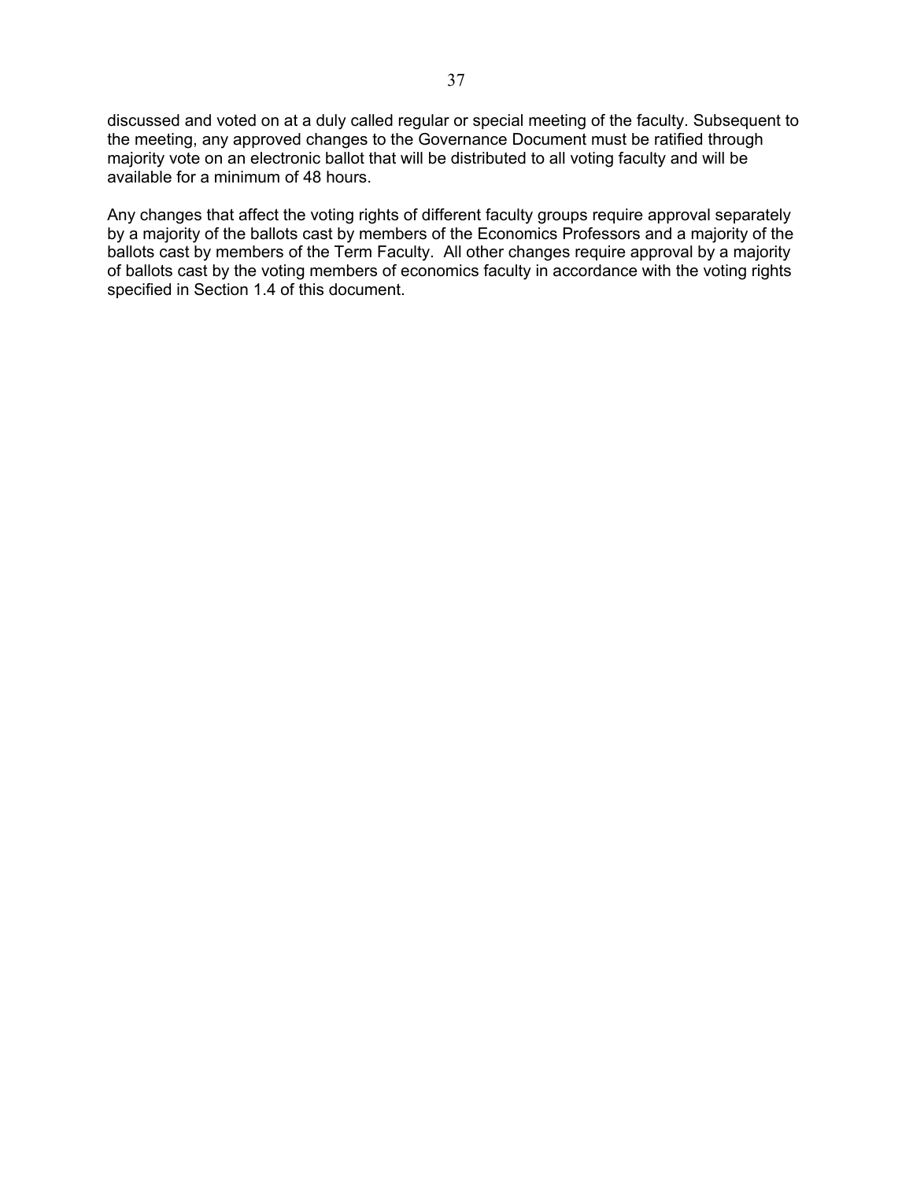discussed and voted on at a duly called regular or special meeting of the faculty. Subsequent to the meeting, any approved changes to the Governance Document must be ratified through majority vote on an electronic ballot that will be distributed to all voting faculty and will be available for a minimum of 48 hours.

Any changes that affect the voting rights of different faculty groups require approval separately by a majority of the ballots cast by members of the Economics Professors and a majority of the ballots cast by members of the Term Faculty. All other changes require approval by a majority of ballots cast by the voting members of economics faculty in accordance with the voting rights specified in Section 1.4 of this document.